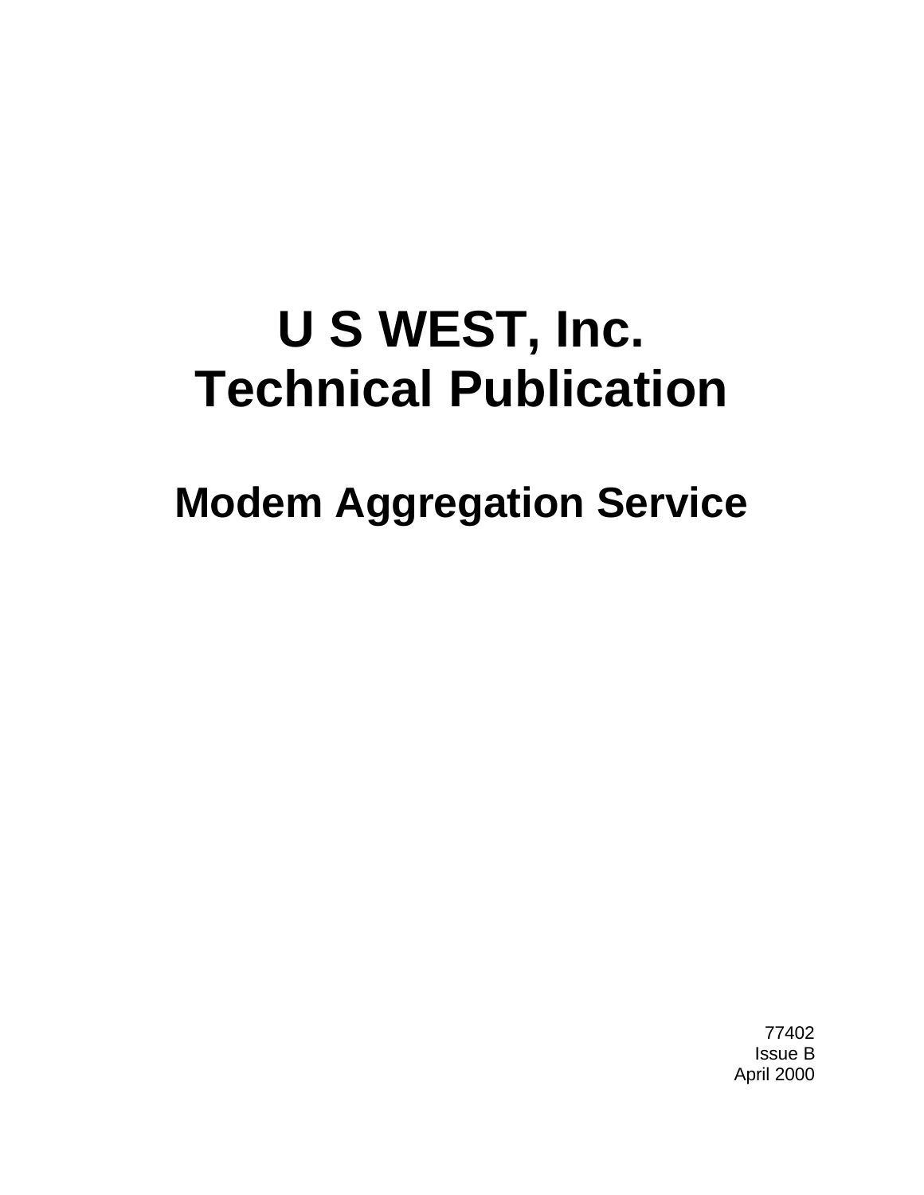# U S WEST, Inc.
# Technical Publication

## Modem Aggregation Service

77402
Issue B
April 2000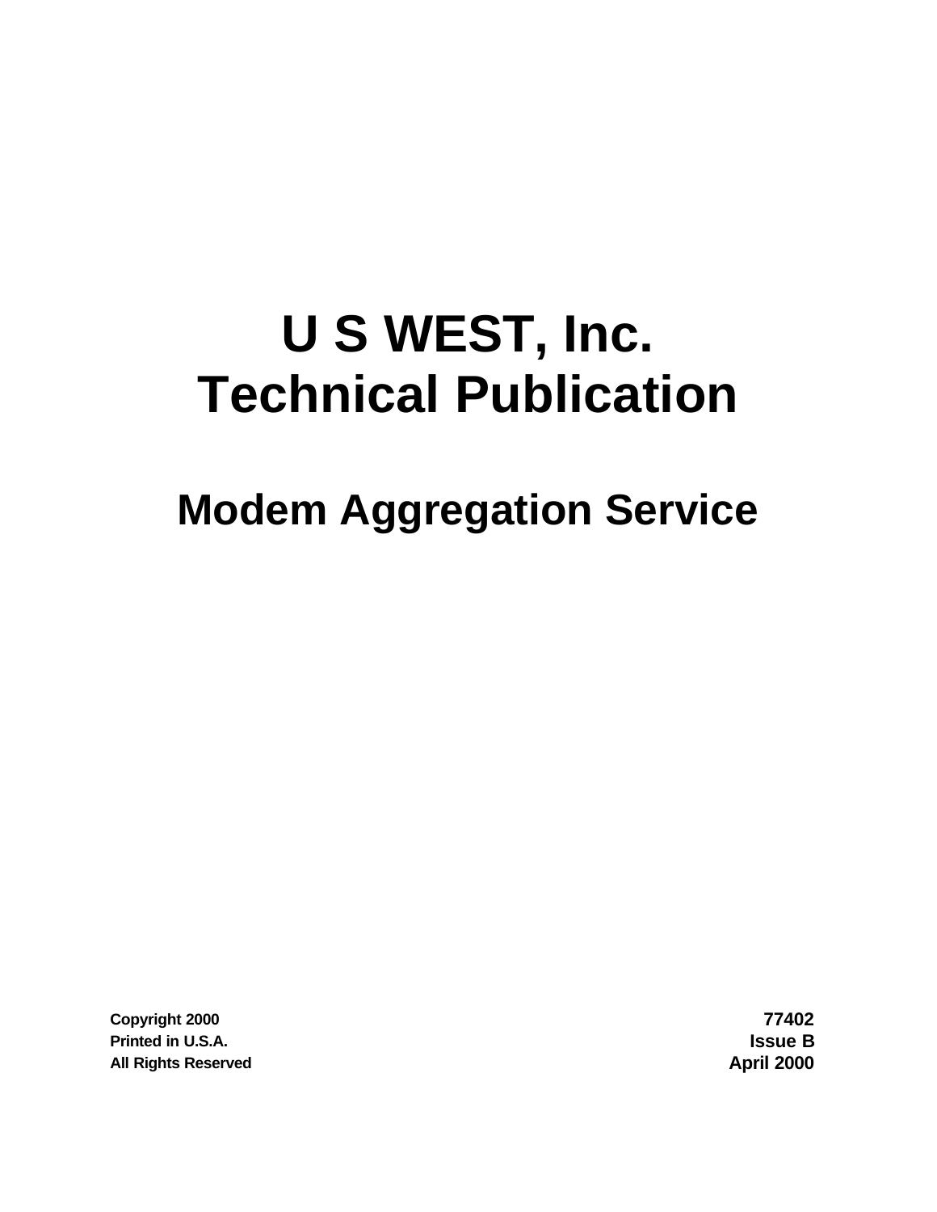# U S WEST, Inc.
# Technical Publication

## Modem Aggregation Service

Copyright 2000
Printed in U.S.A.
All Rights Reserved

77402
Issue B
April 2000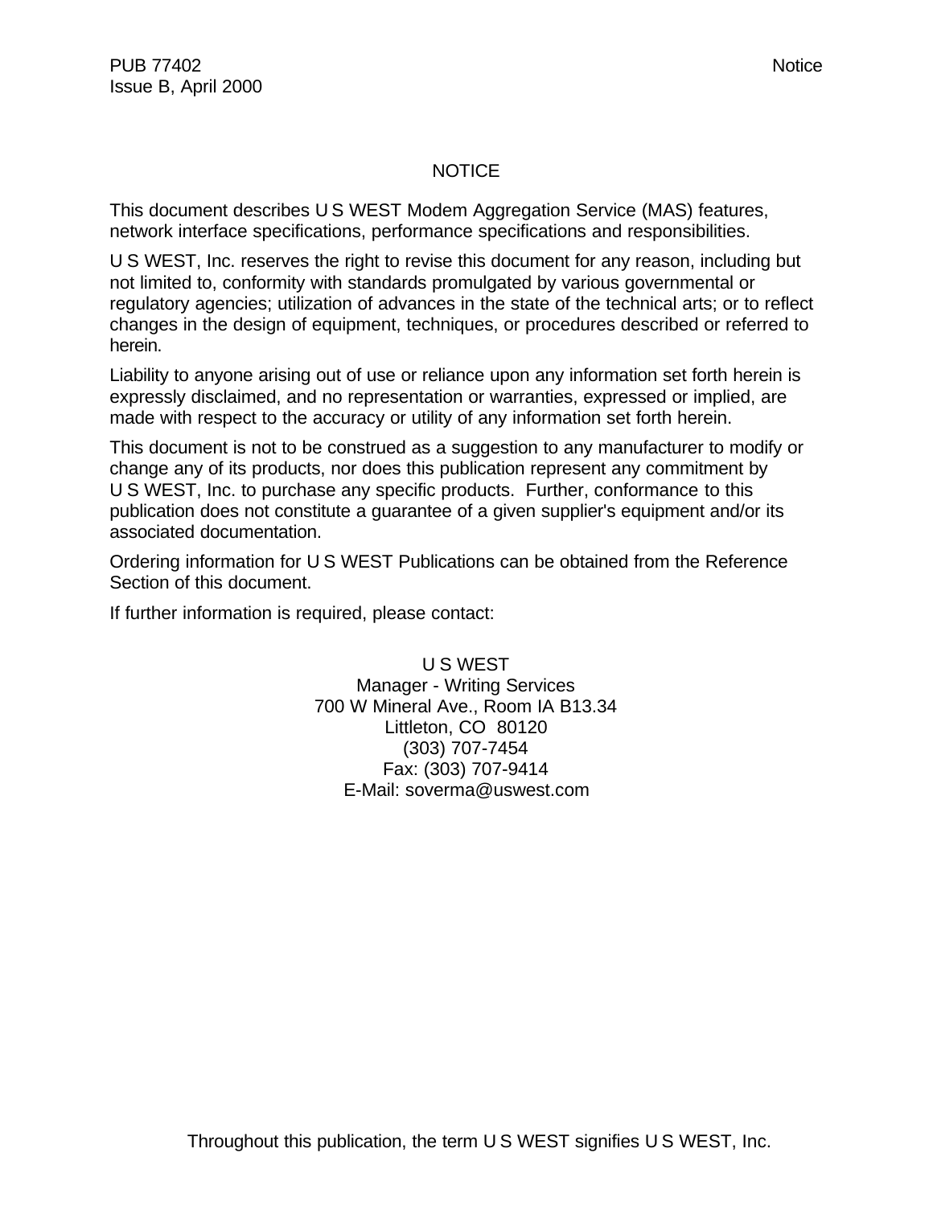# NOTICE

This document describes U S WEST Modem Aggregation Service (MAS) features, network interface specifications, performance specifications and responsibilities.

U S WEST, Inc. reserves the right to revise this document for any reason, including but not limited to, conformity with standards promulgated by various governmental or regulatory agencies; utilization of advances in the state of the technical arts; or to reflect changes in the design of equipment, techniques, or procedures described or referred to herein.

Liability to anyone arising out of use or reliance upon any information set forth herein is expressly disclaimed, and no representation or warranties, expressed or implied, are made with respect to the accuracy or utility of any information set forth herein.

This document is not to be construed as a suggestion to any manufacturer to modify or change any of its products, nor does this publication represent any commitment by U S WEST, Inc. to purchase any specific products. Further, conformance to this publication does not constitute a guarantee of a given supplier's equipment and/or its associated documentation.

Ordering information for U S WEST Publications can be obtained from the Reference Section of this document.

If further information is required, please contact:

U S WEST
Manager - Writing Services
700 W Mineral Ave., Room IA B13.34
Littleton, CO 80120
(303) 707-7454
Fax: (303) 707-9414
E-Mail: soverma@uswest.com

Throughout this publication, the term U S WEST signifies U S WEST, Inc.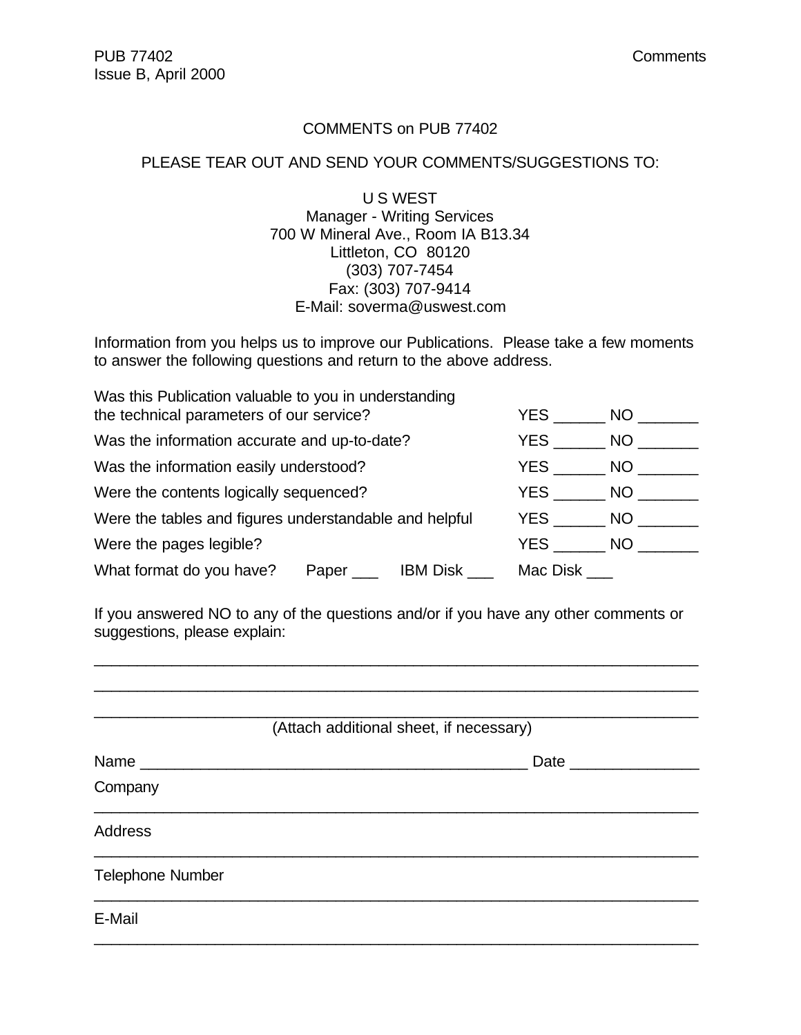COMMENTS on PUB 77402

PLEASE TEAR OUT AND SEND YOUR COMMENTS/SUGGESTIONS TO:

U S WEST  
Manager - Writing Services  
700 W Mineral Ave., Room IA B13.34  
Littleton, CO 80120  
(303) 707-7454  
Fax: (303) 707-9414  
E-Mail: soverma@uswest.com

Information from you helps us to improve our Publications. Please take a few moments to answer the following questions and return to the above address.

Was this Publication valuable to you in understanding the technical parameters of our service? YES ______ NO _______

Was the information accurate and up-to-date? YES ______ NO _______

Was the information easily understood? YES ______ NO _______

Were the contents logically sequenced? YES ______ NO _______

Were the tables and figures understandable and helpful YES ______ NO _______

Were the pages legible? YES ______ NO _______

What format do you have? Paper ___ IBM Disk ___ Mac Disk ___

If you answered NO to any of the questions and/or if you have any other comments or suggestions, please explain:

_______________________________________________________________________

_______________________________________________________________________

_______________________________________________________________________

(Attach additional sheet, if necessary)

Name ______________________________________________ Date _______________

Company

_______________________________________________________________________

Address

_______________________________________________________________________

Telephone Number

_______________________________________________________________________

E-Mail

_______________________________________________________________________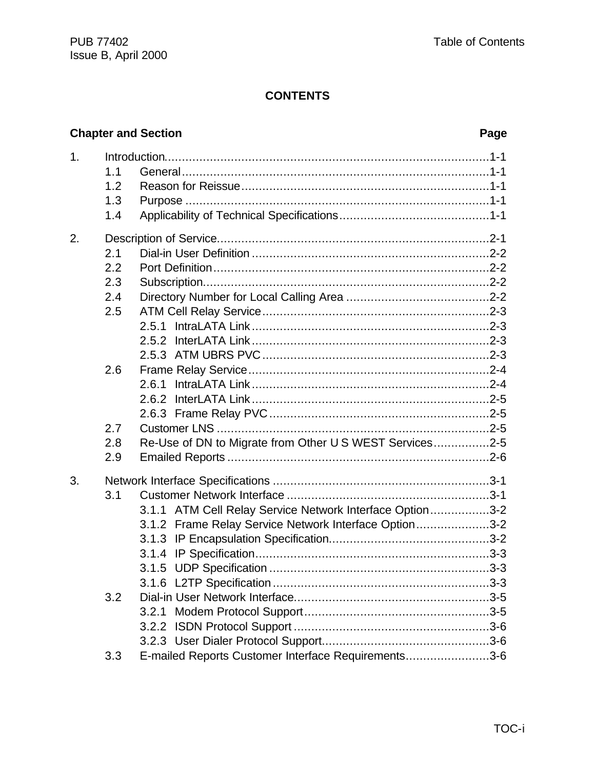# CONTENTS

| Chapter and Section | Page |
|---|---|
| 1. Introduction | 1-1 |
| 1.1 General | 1-1 |
| 1.2 Reason for Reissue | 1-1 |
| 1.3 Purpose | 1-1 |
| 1.4 Applicability of Technical Specifications | 1-1 |
| 2. Description of Service | 2-1 |
| 2.1 Dial-in User Definition | 2-2 |
| 2.2 Port Definition | 2-2 |
| 2.3 Subscription | 2-2 |
| 2.4 Directory Number for Local Calling Area | 2-2 |
| 2.5 ATM Cell Relay Service | 2-3 |
| 2.5.1 IntraLATA Link | 2-3 |
| 2.5.2 InterLATA Link | 2-3 |
| 2.5.3 ATM UBRS PVC | 2-3 |
| 2.6 Frame Relay Service | 2-4 |
| 2.6.1 IntraLATA Link | 2-4 |
| 2.6.2 InterLATA Link | 2-5 |
| 2.6.3 Frame Relay PVC | 2-5 |
| 2.7 Customer LNS | 2-5 |
| 2.8 Re-Use of DN to Migrate from Other U S WEST Services | 2-5 |
| 2.9 Emailed Reports | 2-6 |
| 3. Network Interface Specifications | 3-1 |
| 3.1 Customer Network Interface | 3-1 |
| 3.1.1 ATM Cell Relay Service Network Interface Option | 3-2 |
| 3.1.2 Frame Relay Service Network Interface Option | 3-2 |
| 3.1.3 IP Encapsulation Specification | 3-2 |
| 3.1.4 IP Specification | 3-3 |
| 3.1.5 UDP Specification | 3-3 |
| 3.1.6 L2TP Specification | 3-3 |
| 3.2 Dial-in User Network Interface | 3-5 |
| 3.2.1 Modem Protocol Support | 3-5 |
| 3.2.2 ISDN Protocol Support | 3-6 |
| 3.2.3 User Dialer Protocol Support | 3-6 |
| 3.3 E-mailed Reports Customer Interface Requirements | 3-6 |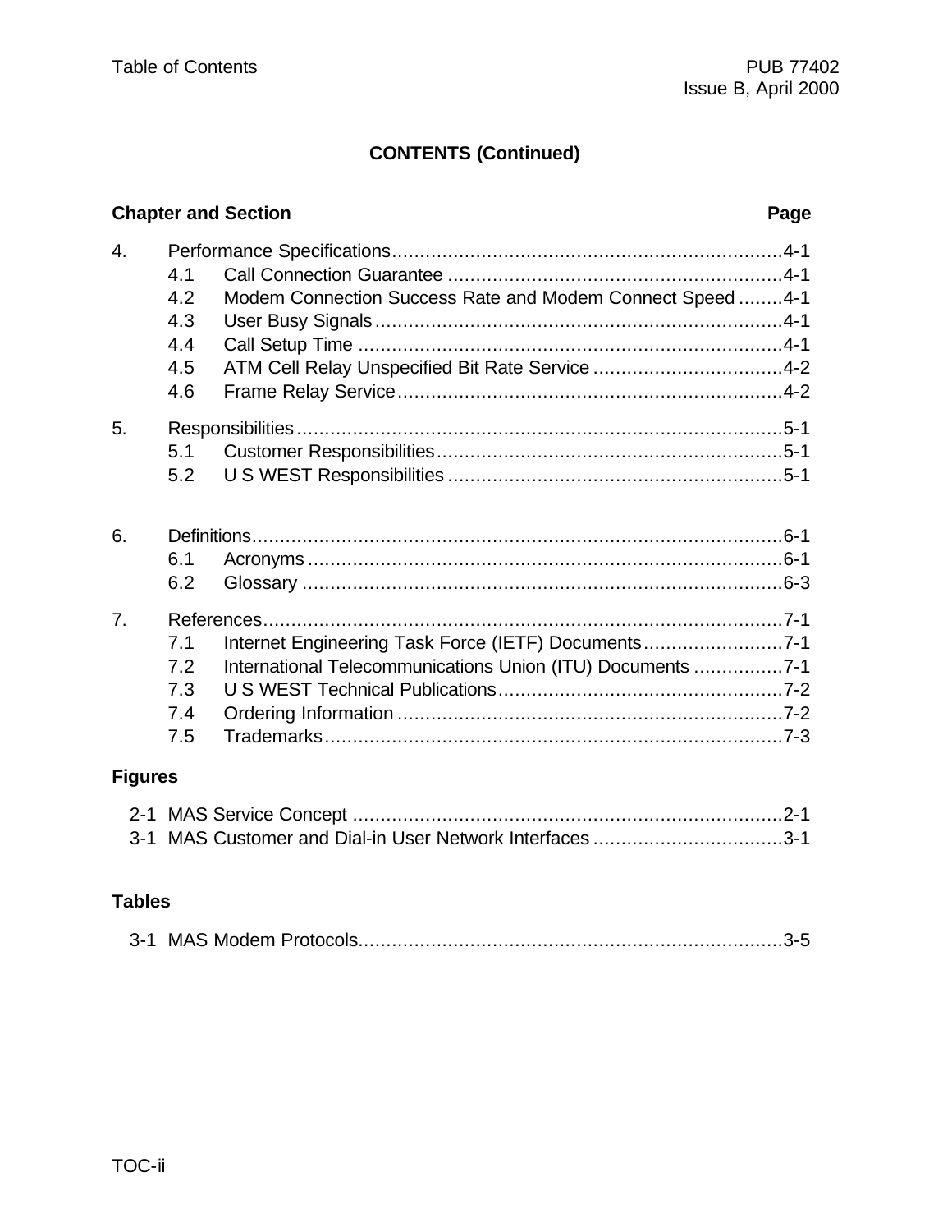**CONTENTS (Continued)**

| Chapter and Section | | Page |
|---|---|---|
| 4. | Performance Specifications | 4-1 |
| | 4.1 Call Connection Guarantee | 4-1 |
| | 4.2 Modem Connection Success Rate and Modem Connect Speed | 4-1 |
| | 4.3 User Busy Signals | 4-1 |
| | 4.4 Call Setup Time | 4-1 |
| | 4.5 ATM Cell Relay Unspecified Bit Rate Service | 4-2 |
| | 4.6 Frame Relay Service | 4-2 |
| 5. | Responsibilities | 5-1 |
| | 5.1 Customer Responsibilities | 5-1 |
| | 5.2 U S WEST Responsibilities | 5-1 |
| 6. | Definitions | 6-1 |
| | 6.1 Acronyms | 6-1 |
| | 6.2 Glossary | 6-3 |
| 7. | References | 7-1 |
| | 7.1 Internet Engineering Task Force (IETF) Documents | 7-1 |
| | 7.2 International Telecommunications Union (ITU) Documents | 7-1 |
| | 7.3 U S WEST Technical Publications | 7-2 |
| | 7.4 Ordering Information | 7-2 |
| | 7.5 Trademarks | 7-3 |

**Figures**

| | | |
|---|---|---|
| 2-1 | MAS Service Concept | 2-1 |
| 3-1 | MAS Customer and Dial-in User Network Interfaces | 3-1 |

**Tables**

| | | |
|---|---|---|
| 3-1 | MAS Modem Protocols | 3-5 |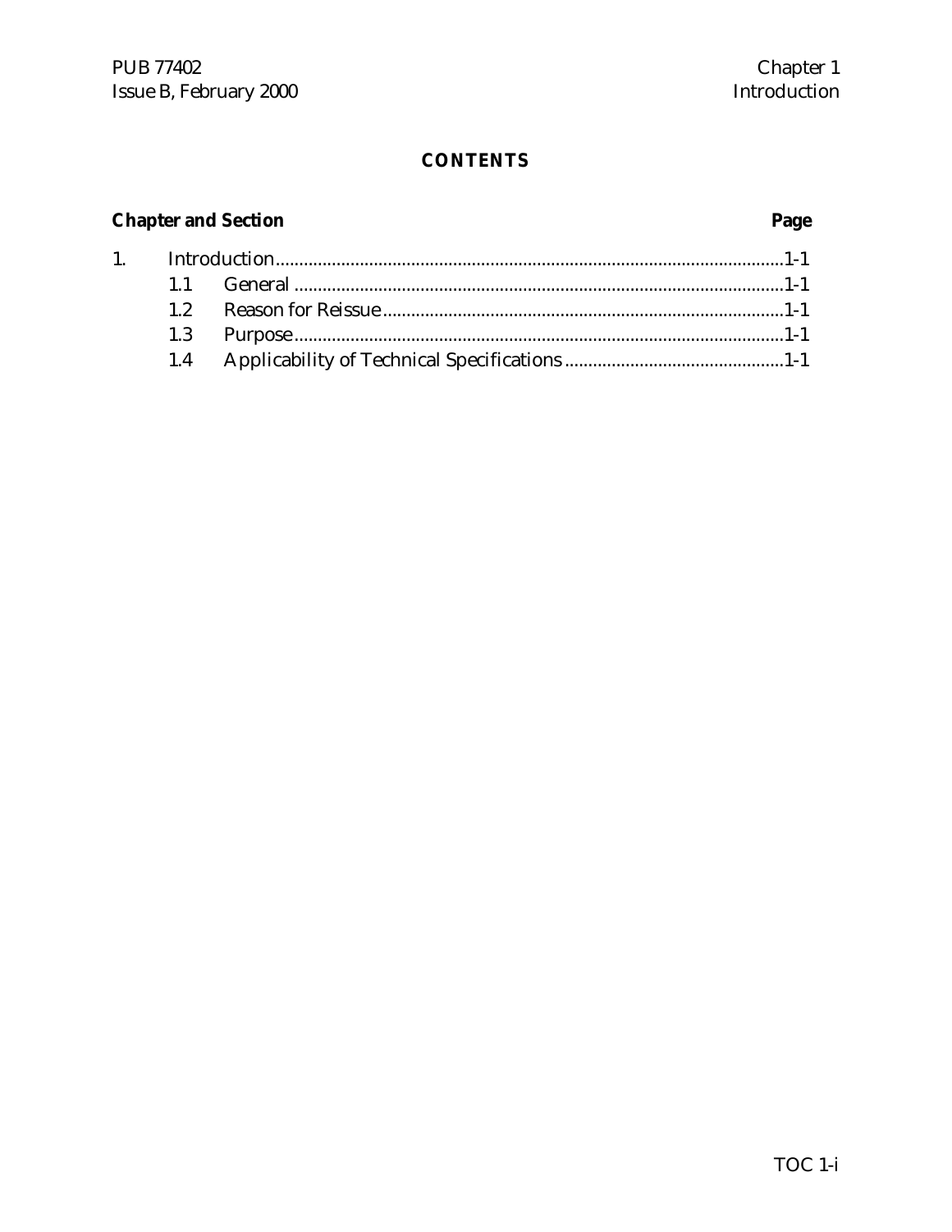## CONTENTS

| Chapter and Section | | Page |
|---|---|---|
| 1. | Introduction | 1-1 |
| | 1.1 General | 1-1 |
| | 1.2 Reason for Reissue | 1-1 |
| | 1.3 Purpose | 1-1 |
| | 1.4 Applicability of Technical Specifications | 1-1 |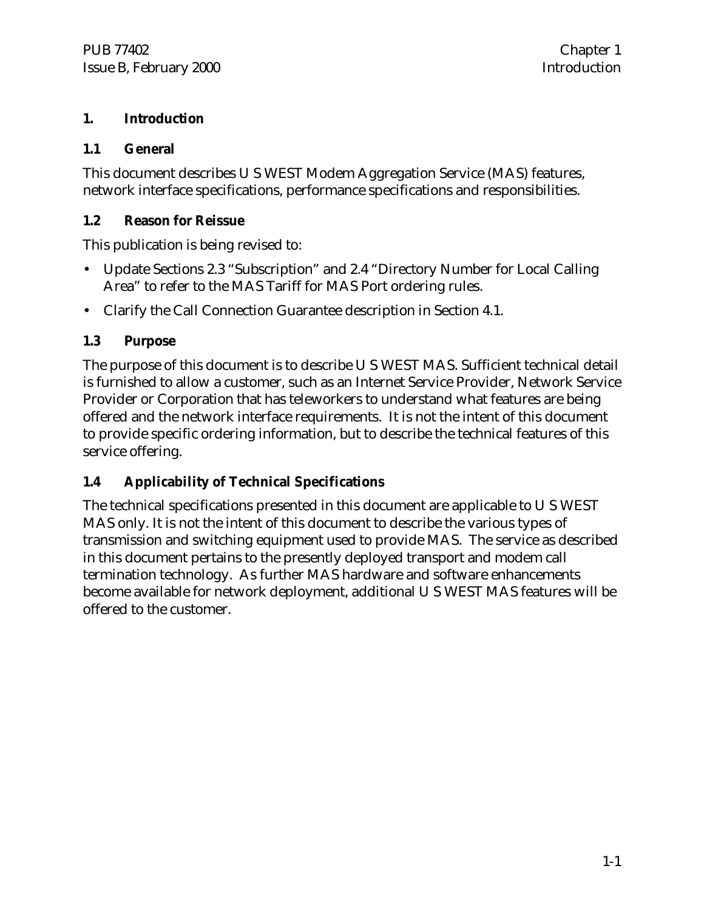# 1. Introduction

## 1.1 General

This document describes U S WEST Modem Aggregation Service (MAS) features, network interface specifications, performance specifications and responsibilities.

## 1.2 Reason for Reissue

This publication is being revised to:

- Update Sections 2.3 "Subscription" and 2.4 "Directory Number for Local Calling Area" to refer to the MAS Tariff for MAS Port ordering rules.
- Clarify the Call Connection Guarantee description in Section 4.1.

## 1.3 Purpose

The purpose of this document is to describe U S WEST MAS. Sufficient technical detail is furnished to allow a customer, such as an Internet Service Provider, Network Service Provider or Corporation that has teleworkers to understand what features are being offered and the network interface requirements. It is not the intent of this document to provide specific ordering information, but to describe the technical features of this service offering.

## 1.4 Applicability of Technical Specifications

The technical specifications presented in this document are applicable to U S WEST MAS only. It is not the intent of this document to describe the various types of transmission and switching equipment used to provide MAS. The service as described in this document pertains to the presently deployed transport and modem call termination technology. As further MAS hardware and software enhancements become available for network deployment, additional U S WEST MAS features will be offered to the customer.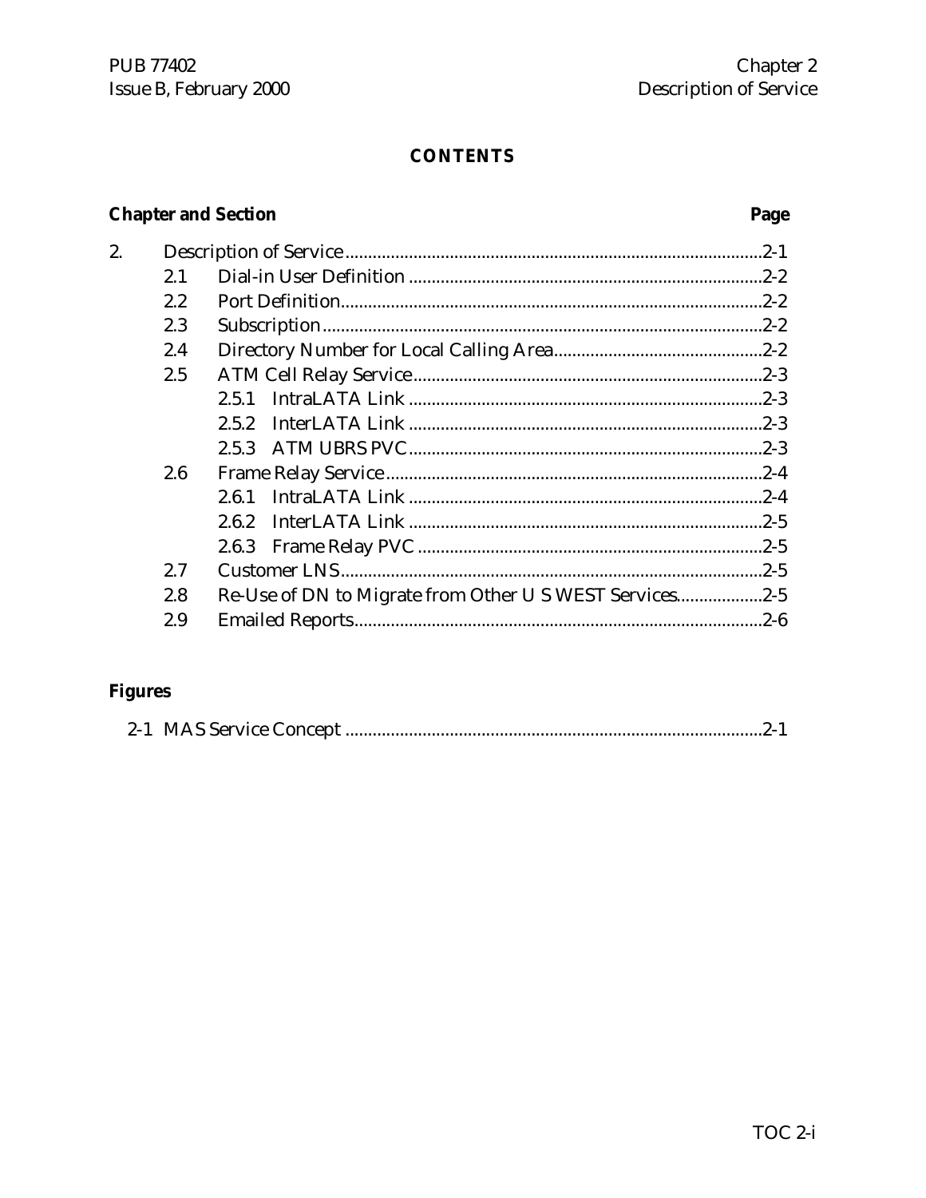# CONTENTS

| Chapter and Section | | | Page |
|---|---|---|---|
| 2. | Description of Service | | 2-1 |
| | 2.1 | Dial-in User Definition | 2-2 |
| | 2.2 | Port Definition | 2-2 |
| | 2.3 | Subscription | 2-2 |
| | 2.4 | Directory Number for Local Calling Area | 2-2 |
| | 2.5 | ATM Cell Relay Service | 2-3 |
| | | 2.5.1 IntraLATA Link | 2-3 |
| | | 2.5.2 InterLATA Link | 2-3 |
| | | 2.5.3 ATM UBRS PVC | 2-3 |
| | 2.6 | Frame Relay Service | 2-4 |
| | | 2.6.1 IntraLATA Link | 2-4 |
| | | 2.6.2 InterLATA Link | 2-5 |
| | | 2.6.3 Frame Relay PVC | 2-5 |
| | 2.7 | Customer LNS | 2-5 |
| | 2.8 | Re-Use of DN to Migrate from Other U S WEST Services | 2-5 |
| | 2.9 | Emailed Reports | 2-6 |

## Figures

| Figure | Page |
|---|---|
| 2-1 MAS Service Concept | 2-1 |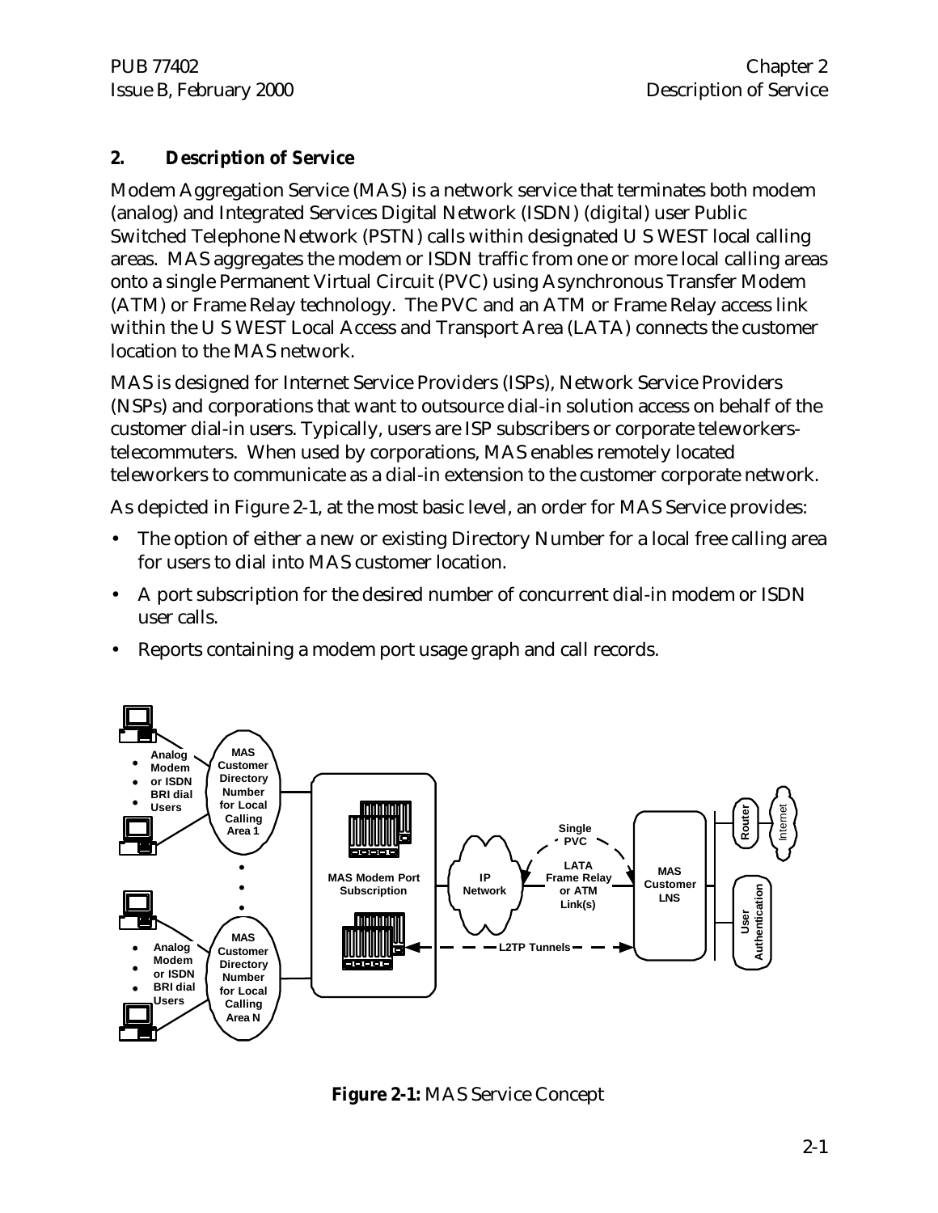## 2. Description of Service

Modem Aggregation Service (MAS) is a network service that terminates both modem (analog) and Integrated Services Digital Network (ISDN) (digital) user Public Switched Telephone Network (PSTN) calls within designated U S WEST local calling areas. MAS aggregates the modem or ISDN traffic from one or more local calling areas onto a single Permanent Virtual Circuit (PVC) using Asynchronous Transfer Modem (ATM) or Frame Relay technology. The PVC and an ATM or Frame Relay access link within the U S WEST Local Access and Transport Area (LATA) connects the customer location to the MAS network.

MAS is designed for Internet Service Providers (ISPs), Network Service Providers (NSPs) and corporations that want to outsource dial-in solution access on behalf of the customer dial-in users. Typically, users are ISP subscribers or corporate teleworkers-telecommuters. When used by corporations, MAS enables remotely located teleworkers to communicate as a dial-in extension to the customer corporate network.

As depicted in Figure 2-1, at the most basic level, an order for MAS Service provides:

- The option of either a new or existing Directory Number for a local free calling area for users to dial into MAS customer location.
- A port subscription for the desired number of concurrent dial-in modem or ISDN user calls.
- Reports containing a modem port usage graph and call records.

**Figure 2-1:** MAS Service Concept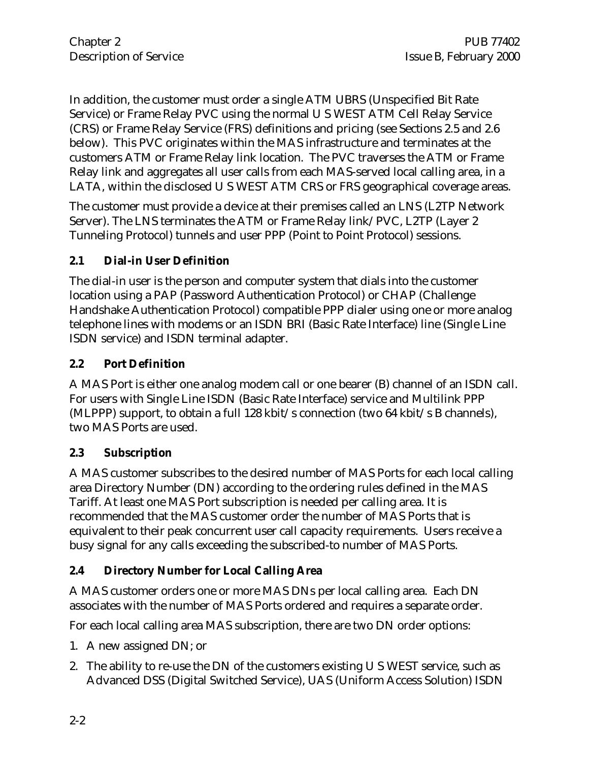In addition, the customer must order a single ATM UBRS (Unspecified Bit Rate Service) or Frame Relay PVC using the normal U S WEST ATM Cell Relay Service (CRS) or Frame Relay Service (FRS) definitions and pricing (see Sections 2.5 and 2.6 below). This PVC originates within the MAS infrastructure and terminates at the customers ATM or Frame Relay link location. The PVC traverses the ATM or Frame Relay link and aggregates all user calls from each MAS-served local calling area, in a LATA, within the disclosed U S WEST ATM CRS or FRS geographical coverage areas.

The customer must provide a device at their premises called an LNS (L2TP Network Server). The LNS terminates the ATM or Frame Relay link/PVC, L2TP (Layer 2 Tunneling Protocol) tunnels and user PPP (Point to Point Protocol) sessions.

### 2.1 Dial-in User Definition

The dial-in user is the person and computer system that dials into the customer location using a PAP (Password Authentication Protocol) or CHAP (Challenge Handshake Authentication Protocol) compatible PPP dialer using one or more analog telephone lines with modems or an ISDN BRI (Basic Rate Interface) line (Single Line ISDN service) and ISDN terminal adapter.

### 2.2 Port Definition

A MAS Port is either one analog modem call or one bearer (B) channel of an ISDN call. For users with Single Line ISDN (Basic Rate Interface) service and Multilink PPP (MLPPP) support, to obtain a full 128 kbit/s connection (two 64 kbit/s B channels), two MAS Ports are used.

### 2.3 Subscription

A MAS customer subscribes to the desired number of MAS Ports for each local calling area Directory Number (DN) according to the ordering rules defined in the MAS Tariff. At least one MAS Port subscription is needed per calling area. It is recommended that the MAS customer order the number of MAS Ports that is equivalent to their peak concurrent user call capacity requirements. Users receive a busy signal for any calls exceeding the subscribed-to number of MAS Ports.

### 2.4 Directory Number for Local Calling Area

A MAS customer orders one or more MAS DNs per local calling area. Each DN associates with the number of MAS Ports ordered and requires a separate order.

For each local calling area MAS subscription, there are two DN order options:

1. A new assigned DN; or
2. The ability to re-use the DN of the customers existing U S WEST service, such as Advanced DSS (Digital Switched Service), UAS (Uniform Access Solution) ISDN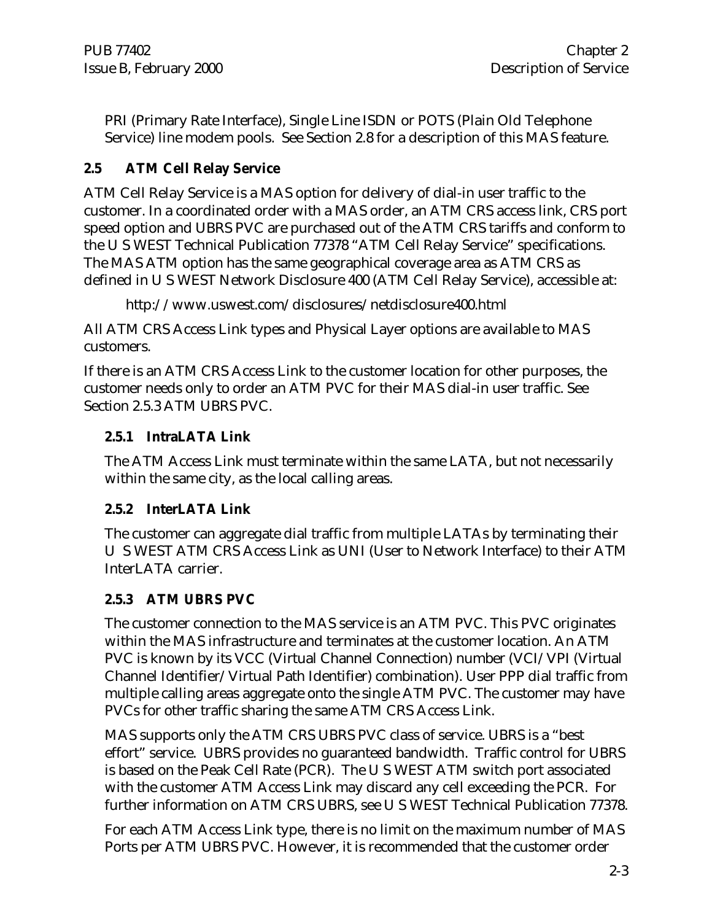PRI (Primary Rate Interface), Single Line ISDN or POTS (Plain Old Telephone Service) line modem pools. See Section 2.8 for a description of this MAS feature.

## 2.5 ATM Cell Relay Service

ATM Cell Relay Service is a MAS option for delivery of dial-in user traffic to the customer. In a coordinated order with a MAS order, an ATM CRS access link, CRS port speed option and UBRS PVC are purchased out of the ATM CRS tariffs and conform to the U S WEST Technical Publication 77378 "ATM Cell Relay Service" specifications. The MAS ATM option has the same geographical coverage area as ATM CRS as defined in U S WEST Network Disclosure 400 (ATM Cell Relay Service), accessible at:

http://www.uswest.com/disclosures/netdisclosure400.html

All ATM CRS Access Link types and Physical Layer options are available to MAS customers.

If there is an ATM CRS Access Link to the customer location for other purposes, the customer needs only to order an ATM PVC for their MAS dial-in user traffic. See Section 2.5.3 ATM UBRS PVC.

### 2.5.1 IntraLATA Link

The ATM Access Link must terminate within the same LATA, but not necessarily within the same city, as the local calling areas.

### 2.5.2 InterLATA Link

The customer can aggregate dial traffic from multiple LATAs by terminating their U S WEST ATM CRS Access Link as UNI (User to Network Interface) to their ATM InterLATA carrier.

### 2.5.3 ATM UBRS PVC

The customer connection to the MAS service is an ATM PVC. This PVC originates within the MAS infrastructure and terminates at the customer location. An ATM PVC is known by its VCC (Virtual Channel Connection) number (VCI/VPI (Virtual Channel Identifier/Virtual Path Identifier) combination). User PPP dial traffic from multiple calling areas aggregate onto the single ATM PVC. The customer may have PVCs for other traffic sharing the same ATM CRS Access Link.

MAS supports only the ATM CRS UBRS PVC class of service. UBRS is a "best effort" service. UBRS provides no guaranteed bandwidth. Traffic control for UBRS is based on the Peak Cell Rate (PCR). The U S WEST ATM switch port associated with the customer ATM Access Link may discard any cell exceeding the PCR. For further information on ATM CRS UBRS, see U S WEST Technical Publication 77378.

For each ATM Access Link type, there is no limit on the maximum number of MAS Ports per ATM UBRS PVC. However, it is recommended that the customer order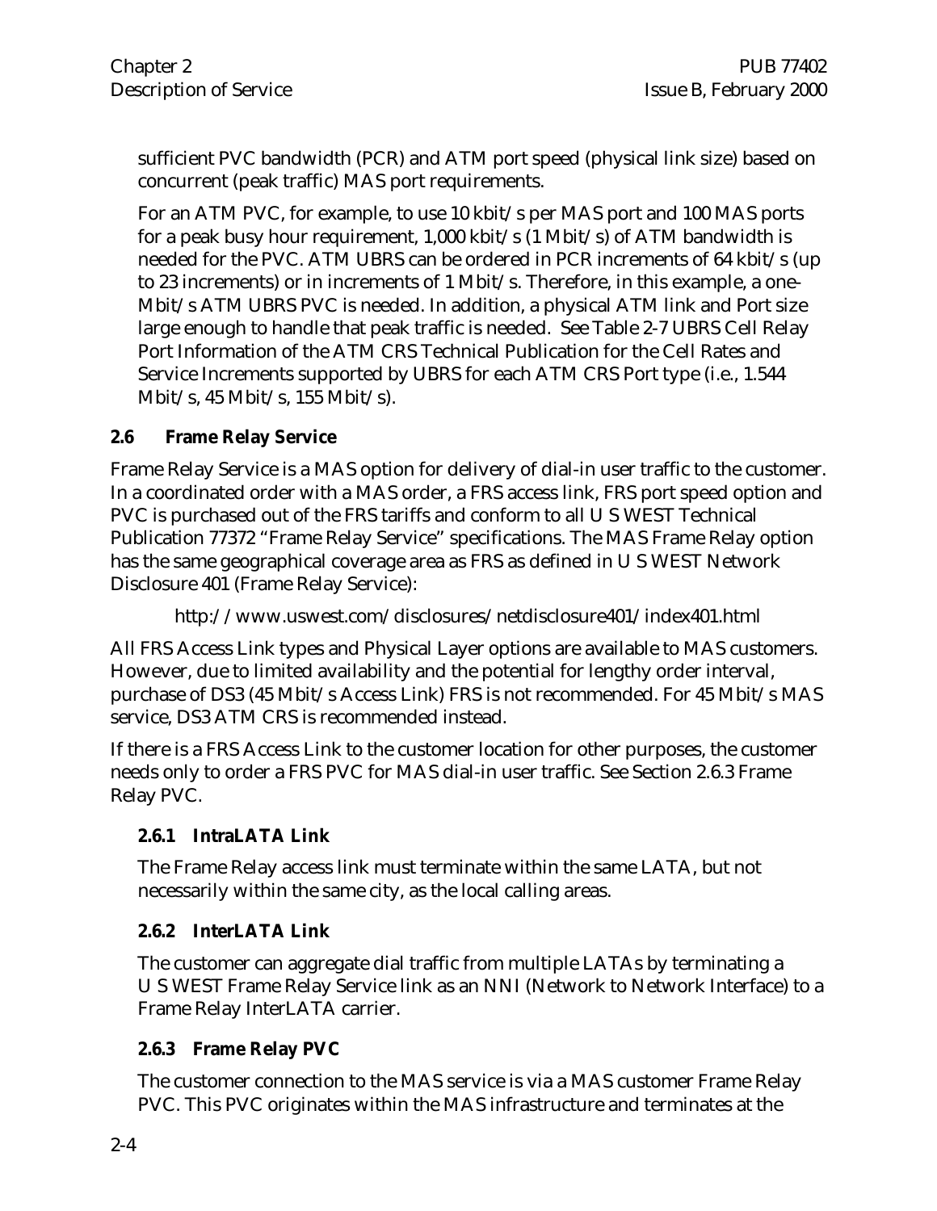sufficient PVC bandwidth (PCR) and ATM port speed (physical link size) based on concurrent (peak traffic) MAS port requirements.

For an ATM PVC, for example, to use 10 kbit/s per MAS port and 100 MAS ports for a peak busy hour requirement, 1,000 kbit/s (1 Mbit/s) of ATM bandwidth is needed for the PVC. ATM UBRS can be ordered in PCR increments of 64 kbit/s (up to 23 increments) or in increments of 1 Mbit/s. Therefore, in this example, a one-Mbit/s ATM UBRS PVC is needed. In addition, a physical ATM link and Port size large enough to handle that peak traffic is needed. See Table 2-7 UBRS Cell Relay Port Information of the ATM CRS Technical Publication for the Cell Rates and Service Increments supported by UBRS for each ATM CRS Port type (i.e., 1.544 Mbit/s, 45 Mbit/s, 155 Mbit/s).

## 2.6 Frame Relay Service

Frame Relay Service is a MAS option for delivery of dial-in user traffic to the customer. In a coordinated order with a MAS order, a FRS access link, FRS port speed option and PVC is purchased out of the FRS tariffs and conform to all U S WEST Technical Publication 77372 "Frame Relay Service" specifications. The MAS Frame Relay option has the same geographical coverage area as FRS as defined in U S WEST Network Disclosure 401 (Frame Relay Service):

http://www.uswest.com/disclosures/netdisclosure401/index401.html

All FRS Access Link types and Physical Layer options are available to MAS customers. However, due to limited availability and the potential for lengthy order interval, purchase of DS3 (45 Mbit/s Access Link) FRS is not recommended. For 45 Mbit/s MAS service, DS3 ATM CRS is recommended instead.

If there is a FRS Access Link to the customer location for other purposes, the customer needs only to order a FRS PVC for MAS dial-in user traffic. See Section 2.6.3 Frame Relay PVC.

### 2.6.1 IntraLATA Link

The Frame Relay access link must terminate within the same LATA, but not necessarily within the same city, as the local calling areas.

### 2.6.2 InterLATA Link

The customer can aggregate dial traffic from multiple LATAs by terminating a U S WEST Frame Relay Service link as an NNI (Network to Network Interface) to a Frame Relay InterLATA carrier.

### 2.6.3 Frame Relay PVC

The customer connection to the MAS service is via a MAS customer Frame Relay PVC. This PVC originates within the MAS infrastructure and terminates at the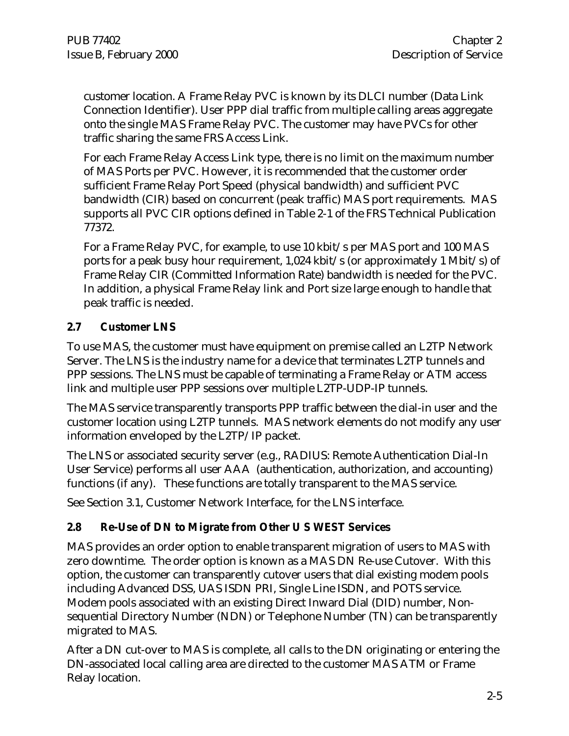customer location. A Frame Relay PVC is known by its DLCI number (Data Link Connection Identifier). User PPP dial traffic from multiple calling areas aggregate onto the single MAS Frame Relay PVC. The customer may have PVCs for other traffic sharing the same FRS Access Link.

For each Frame Relay Access Link type, there is no limit on the maximum number of MAS Ports per PVC. However, it is recommended that the customer order sufficient Frame Relay Port Speed (physical bandwidth) and sufficient PVC bandwidth (CIR) based on concurrent (peak traffic) MAS port requirements. MAS supports all PVC CIR options defined in Table 2-1 of the FRS Technical Publication 77372.

For a Frame Relay PVC, for example, to use 10 kbit/s per MAS port and 100 MAS ports for a peak busy hour requirement, 1,024 kbit/s (or approximately 1 Mbit/s) of Frame Relay CIR (Committed Information Rate) bandwidth is needed for the PVC. In addition, a physical Frame Relay link and Port size large enough to handle that peak traffic is needed.

## 2.7 Customer LNS

To use MAS, the customer must have equipment on premise called an L2TP Network Server. The LNS is the industry name for a device that terminates L2TP tunnels and PPP sessions. The LNS must be capable of terminating a Frame Relay or ATM access link and multiple user PPP sessions over multiple L2TP-UDP-IP tunnels.

The MAS service transparently transports PPP traffic between the dial-in user and the customer location using L2TP tunnels. MAS network elements do not modify any user information enveloped by the L2TP/IP packet.

The LNS or associated security server (e.g., RADIUS: Remote Authentication Dial-In User Service) performs all user AAA (authentication, authorization, and accounting) functions (if any). These functions are totally transparent to the MAS service.

See Section 3.1, Customer Network Interface, for the LNS interface.

## 2.8 Re-Use of DN to Migrate from Other U S WEST Services

MAS provides an order option to enable transparent migration of users to MAS with zero downtime. The order option is known as a MAS DN Re-use Cutover. With this option, the customer can transparently cutover users that dial existing modem pools including Advanced DSS, UAS ISDN PRI, Single Line ISDN, and POTS service. Modem pools associated with an existing Direct Inward Dial (DID) number, Non-sequential Directory Number (NDN) or Telephone Number (TN) can be transparently migrated to MAS.

After a DN cut-over to MAS is complete, all calls to the DN originating or entering the DN-associated local calling area are directed to the customer MAS ATM or Frame Relay location.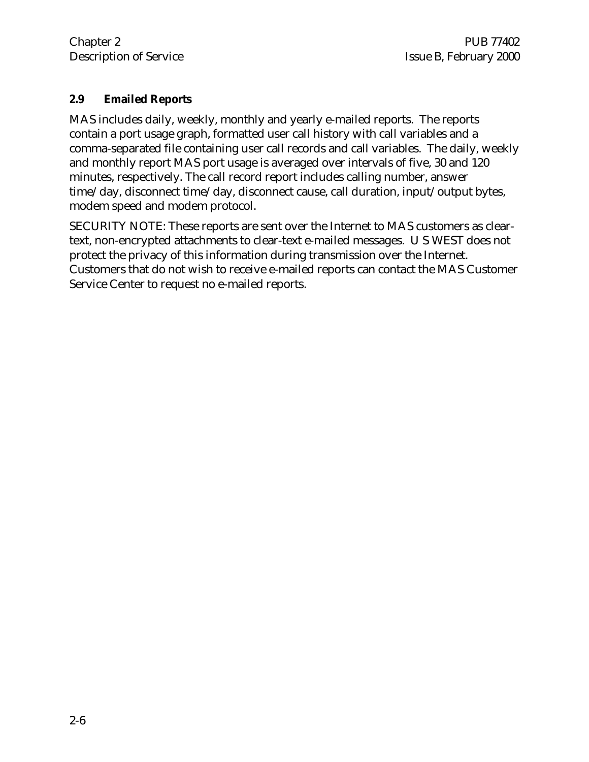## 2.9 Emailed Reports

MAS includes daily, weekly, monthly and yearly e-mailed reports. The reports contain a port usage graph, formatted user call history with call variables and a comma-separated file containing user call records and call variables. The daily, weekly and monthly report MAS port usage is averaged over intervals of five, 30 and 120 minutes, respectively. The call record report includes calling number, answer time/day, disconnect time/day, disconnect cause, call duration, input/output bytes, modem speed and modem protocol.

SECURITY NOTE: These reports are sent over the Internet to MAS customers as clear-text, non-encrypted attachments to clear-text e-mailed messages. U S WEST does not protect the privacy of this information during transmission over the Internet. Customers that do not wish to receive e-mailed reports can contact the MAS Customer Service Center to request no e-mailed reports.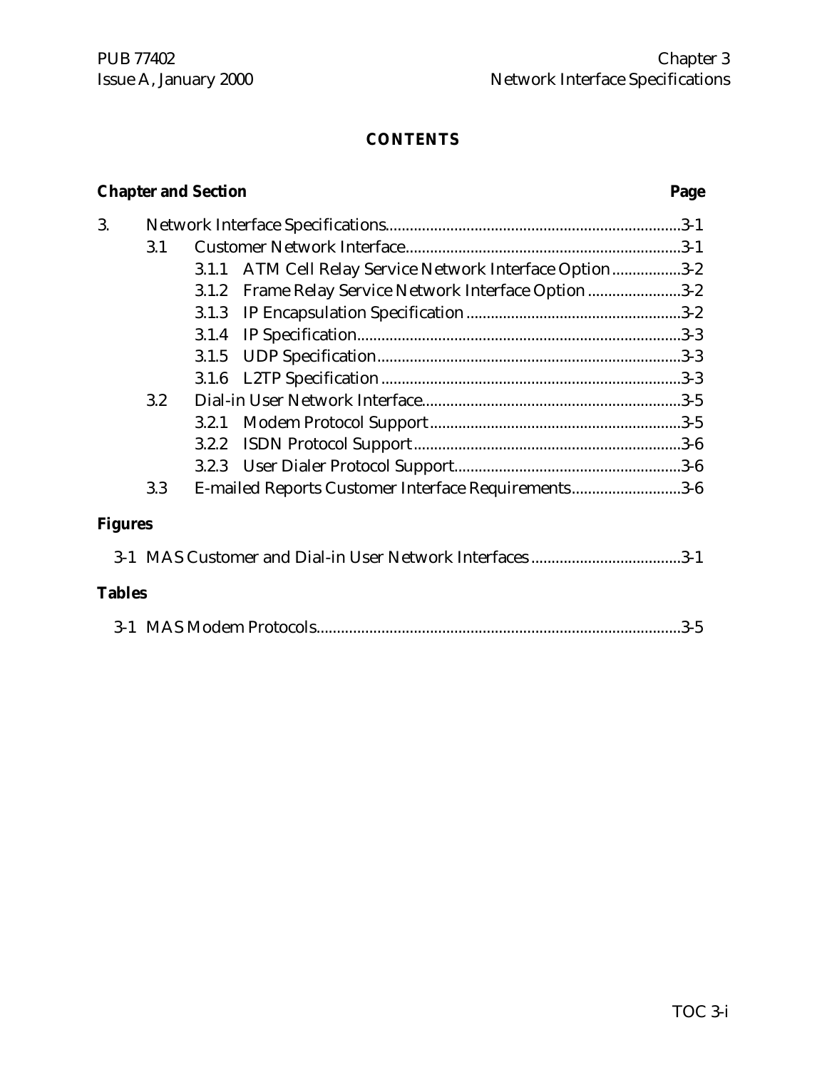# CONTENTS

| Chapter and Section | | | Page |
|---|---|---|---|
| 3. | Network Interface Specifications | | 3-1 |
| | 3.1 | Customer Network Interface | 3-1 |
| | | 3.1.1 ATM Cell Relay Service Network Interface Option | 3-2 |
| | | 3.1.2 Frame Relay Service Network Interface Option | 3-2 |
| | | 3.1.3 IP Encapsulation Specification | 3-2 |
| | | 3.1.4 IP Specification | 3-3 |
| | | 3.1.5 UDP Specification | 3-3 |
| | | 3.1.6 L2TP Specification | 3-3 |
| | 3.2 | Dial-in User Network Interface | 3-5 |
| | | 3.2.1 Modem Protocol Support | 3-5 |
| | | 3.2.2 ISDN Protocol Support | 3-6 |
| | | 3.2.3 User Dialer Protocol Support | 3-6 |
| | 3.3 | E-mailed Reports Customer Interface Requirements | 3-6 |

**Figures**

| | |
|---|---|
| 3-1 MAS Customer and Dial-in User Network Interfaces | 3-1 |

**Tables**

| | |
|---|---|
| 3-1 MAS Modem Protocols | 3-5 |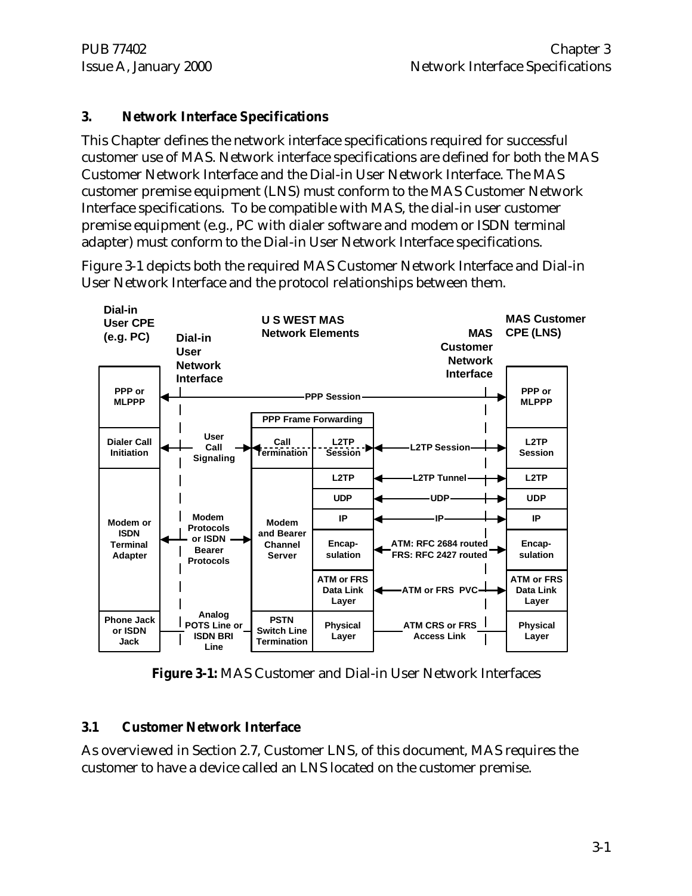## 3. Network Interface Specifications

This Chapter defines the network interface specifications required for successful customer use of MAS. Network interface specifications are defined for both the MAS Customer Network Interface and the Dial-in User Network Interface. The MAS customer premise equipment (LNS) must conform to the MAS Customer Network Interface specifications. To be compatible with MAS, the dial-in user customer premise equipment (e.g., PC with dialer software and modem or ISDN terminal adapter) must conform to the Dial-in User Network Interface specifications.

Figure 3-1 depicts both the required MAS Customer Network Interface and Dial-in User Network Interface and the protocol relationships between them.

| Dial-in User CPE (e.g. PC) | Dial-in User Network Interface | U S WEST MAS Network Elements | | MAS Customer Network Interface | MAS Customer CPE (LNS) |
|---|---|---|---|---|---|
| PPP or MLPPP | ← PPP Session → | | | | PPP or MLPPP |
| | | PPP Frame Forwarding | | | |
| Dialer Call Initiation | ← User Call Signaling → | Call Termination | L2TP Session | ← L2TP Session → | L2TP Session |
| Modem or ISDN Terminal Adapter | | Modem and Bearer Channel Server | L2TP | ← L2TP Tunnel → | L2TP |
| | | | UDP | ← UDP → | UDP |
| | ← Modem Protocols or ISDN Bearer Protocols → | | IP | ← IP → | IP |
| | | | Encap-sulation | ← ATM: RFC 2684 routed FRS: RFC 2427 routed → | Encap-sulation |
| | | | ATM or FRS Data Link Layer | ← ATM or FRS PVC → | ATM or FRS Data Link Layer |
| Phone Jack or ISDN Jack | Analog POTS Line or ISDN BRI Line | PSTN Switch Line Termination | Physical Layer | ATM CRS or FRS Access Link | Physical Layer |

**Figure 3-1:** MAS Customer and Dial-in User Network Interfaces

### 3.1 Customer Network Interface

As overviewed in Section 2.7, Customer LNS, of this document, MAS requires the customer to have a device called an LNS located on the customer premise.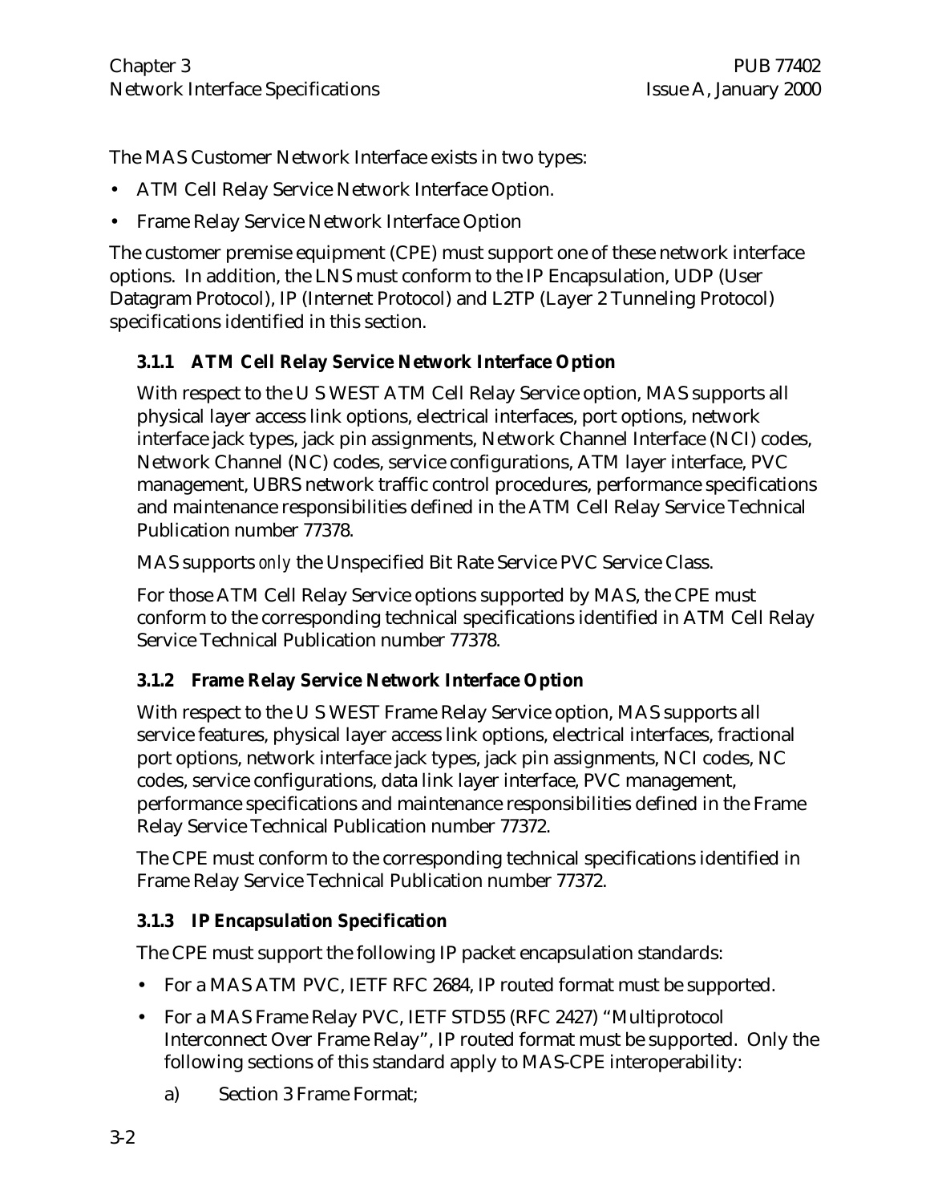The MAS Customer Network Interface exists in two types:

- ATM Cell Relay Service Network Interface Option.
- Frame Relay Service Network Interface Option

The customer premise equipment (CPE) must support one of these network interface options. In addition, the LNS must conform to the IP Encapsulation, UDP (User Datagram Protocol), IP (Internet Protocol) and L2TP (Layer 2 Tunneling Protocol) specifications identified in this section.

### 3.1.1 ATM Cell Relay Service Network Interface Option

With respect to the U S WEST ATM Cell Relay Service option, MAS supports all physical layer access link options, electrical interfaces, port options, network interface jack types, jack pin assignments, Network Channel Interface (NCI) codes, Network Channel (NC) codes, service configurations, ATM layer interface, PVC management, UBRS network traffic control procedures, performance specifications and maintenance responsibilities defined in the ATM Cell Relay Service Technical Publication number 77378.

MAS supports *only* the Unspecified Bit Rate Service PVC Service Class.

For those ATM Cell Relay Service options supported by MAS, the CPE must conform to the corresponding technical specifications identified in ATM Cell Relay Service Technical Publication number 77378.

### 3.1.2 Frame Relay Service Network Interface Option

With respect to the U S WEST Frame Relay Service option, MAS supports all service features, physical layer access link options, electrical interfaces, fractional port options, network interface jack types, jack pin assignments, NCI codes, NC codes, service configurations, data link layer interface, PVC management, performance specifications and maintenance responsibilities defined in the Frame Relay Service Technical Publication number 77372.

The CPE must conform to the corresponding technical specifications identified in Frame Relay Service Technical Publication number 77372.

### 3.1.3 IP Encapsulation Specification

The CPE must support the following IP packet encapsulation standards:

- For a MAS ATM PVC, IETF RFC 2684, IP routed format must be supported.
- For a MAS Frame Relay PVC, IETF STD55 (RFC 2427) "Multiprotocol Interconnect Over Frame Relay", IP routed format must be supported. Only the following sections of this standard apply to MAS-CPE interoperability:

  a) Section 3 Frame Format;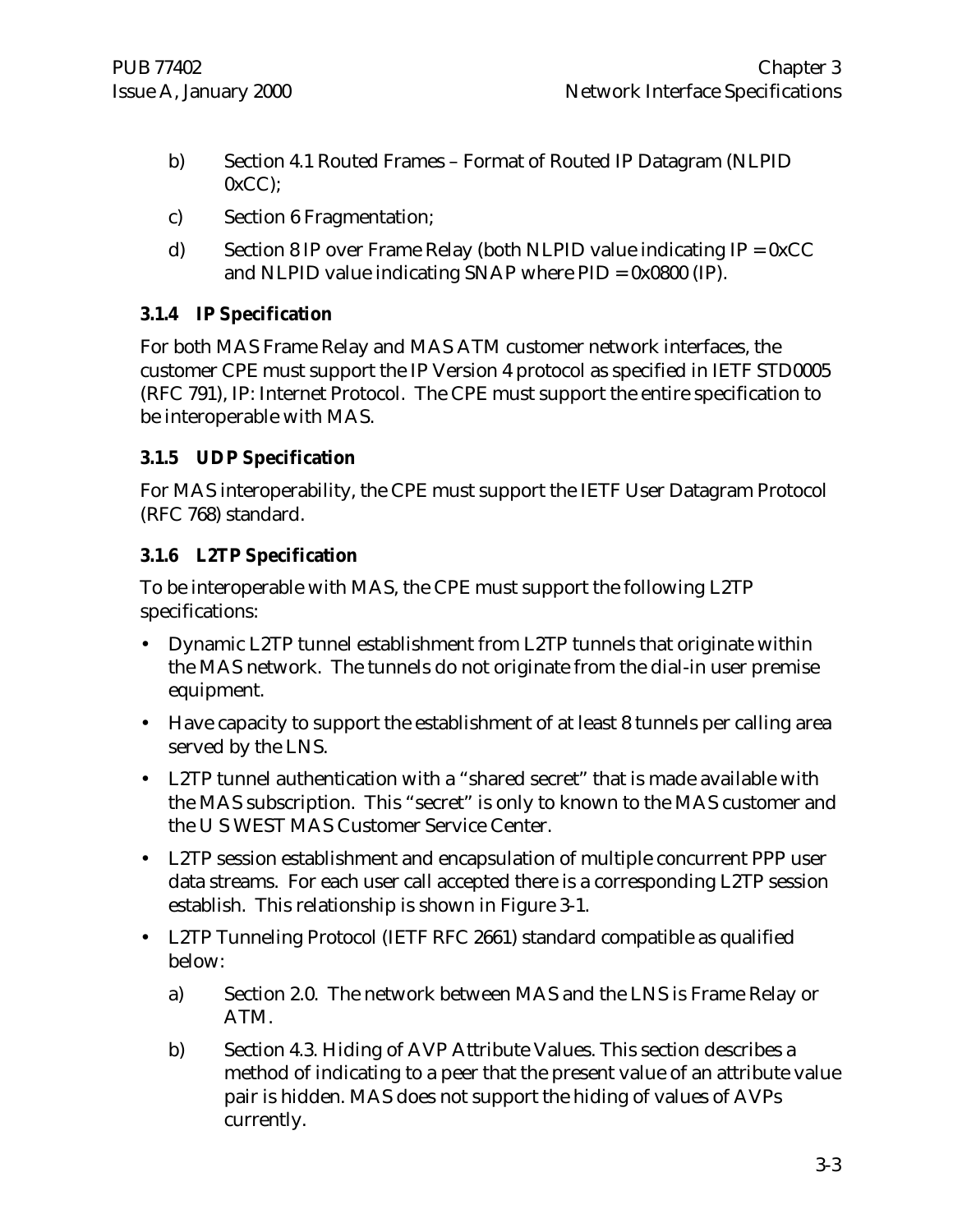b) Section 4.1 Routed Frames – Format of Routed IP Datagram (NLPID 0xCC);

c) Section 6 Fragmentation;

d) Section 8 IP over Frame Relay (both NLPID value indicating IP = 0xCC and NLPID value indicating SNAP where PID = 0x0800 (IP).

### 3.1.4 IP Specification

For both MAS Frame Relay and MAS ATM customer network interfaces, the customer CPE must support the IP Version 4 protocol as specified in IETF STD0005 (RFC 791), IP: Internet Protocol. The CPE must support the entire specification to be interoperable with MAS.

### 3.1.5 UDP Specification

For MAS interoperability, the CPE must support the IETF User Datagram Protocol (RFC 768) standard.

### 3.1.6 L2TP Specification

To be interoperable with MAS, the CPE must support the following L2TP specifications:

- Dynamic L2TP tunnel establishment from L2TP tunnels that originate within the MAS network. The tunnels do not originate from the dial-in user premise equipment.
- Have capacity to support the establishment of at least 8 tunnels per calling area served by the LNS.
- L2TP tunnel authentication with a “shared secret” that is made available with the MAS subscription. This “secret” is only to known to the MAS customer and the U S WEST MAS Customer Service Center.
- L2TP session establishment and encapsulation of multiple concurrent PPP user data streams. For each user call accepted there is a corresponding L2TP session establish. This relationship is shown in Figure 3-1.
- L2TP Tunneling Protocol (IETF RFC 2661) standard compatible as qualified below:
  - a) Section 2.0. The network between MAS and the LNS is Frame Relay or ATM.
  - b) Section 4.3. Hiding of AVP Attribute Values. This section describes a method of indicating to a peer that the present value of an attribute value pair is hidden. MAS does not support the hiding of values of AVPs currently.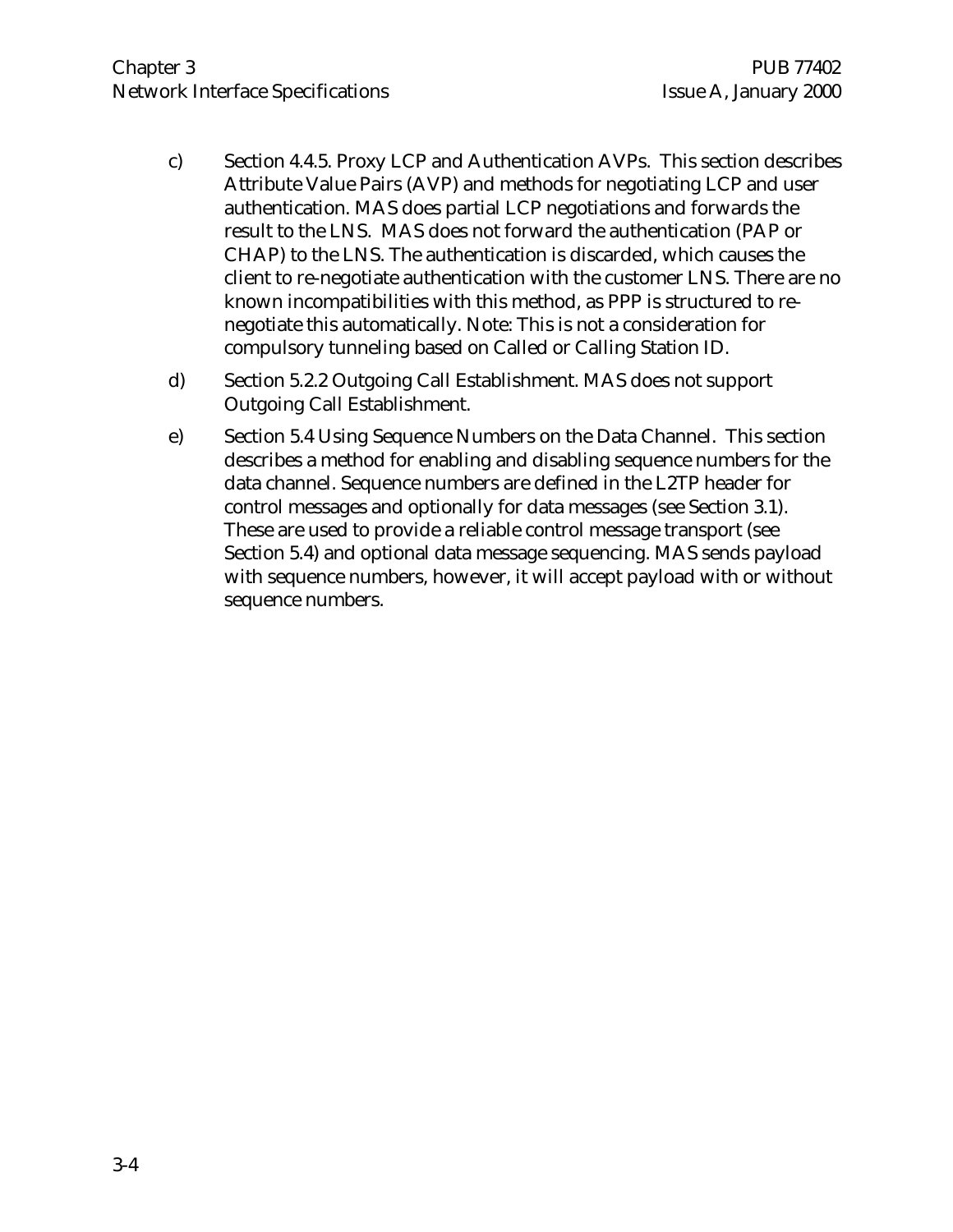c) Section 4.4.5. Proxy LCP and Authentication AVPs. This section describes Attribute Value Pairs (AVP) and methods for negotiating LCP and user authentication. MAS does partial LCP negotiations and forwards the result to the LNS. MAS does not forward the authentication (PAP or CHAP) to the LNS. The authentication is discarded, which causes the client to re-negotiate authentication with the customer LNS. There are no known incompatibilities with this method, as PPP is structured to re-negotiate this automatically. Note: This is not a consideration for compulsory tunneling based on Called or Calling Station ID.

d) Section 5.2.2 Outgoing Call Establishment. MAS does not support Outgoing Call Establishment.

e) Section 5.4 Using Sequence Numbers on the Data Channel. This section describes a method for enabling and disabling sequence numbers for the data channel. Sequence numbers are defined in the L2TP header for control messages and optionally for data messages (see Section 3.1). These are used to provide a reliable control message transport (see Section 5.4) and optional data message sequencing. MAS sends payload with sequence numbers, however, it will accept payload with or without sequence numbers.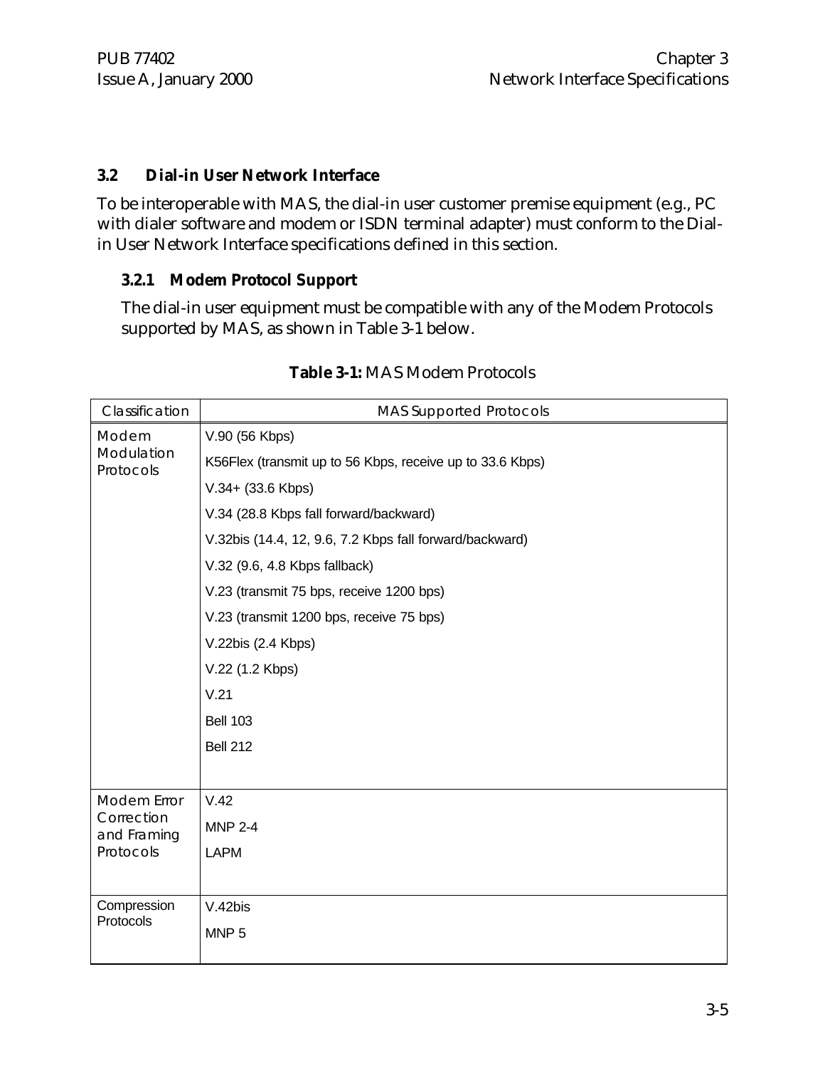## 3.2 Dial-in User Network Interface

To be interoperable with MAS, the dial-in user customer premise equipment (e.g., PC with dialer software and modem or ISDN terminal adapter) must conform to the Dial-in User Network Interface specifications defined in this section.

### 3.2.1 Modem Protocol Support

The dial-in user equipment must be compatible with any of the Modem Protocols supported by MAS, as shown in Table 3-1 below.

**Table 3-1:** MAS Modem Protocols

| Classification | MAS Supported Protocols |
|---|---|
| Modem Modulation Protocols | V.90 (56 Kbps) |
| | K56Flex (transmit up to 56 Kbps, receive up to 33.6 Kbps) |
| | V.34+ (33.6 Kbps) |
| | V.34 (28.8 Kbps fall forward/backward) |
| | V.32bis (14.4, 12, 9.6, 7.2 Kbps fall forward/backward) |
| | V.32 (9.6, 4.8 Kbps fallback) |
| | V.23 (transmit 75 bps, receive 1200 bps) |
| | V.23 (transmit 1200 bps, receive 75 bps) |
| | V.22bis (2.4 Kbps) |
| | V.22 (1.2 Kbps) |
| | V.21 |
| | Bell 103 |
| | Bell 212 |
| Modem Error Correction and Framing Protocols | V.42 |
| | MNP 2-4 |
| | LAPM |
| Compression Protocols | V.42bis |
| | MNP 5 |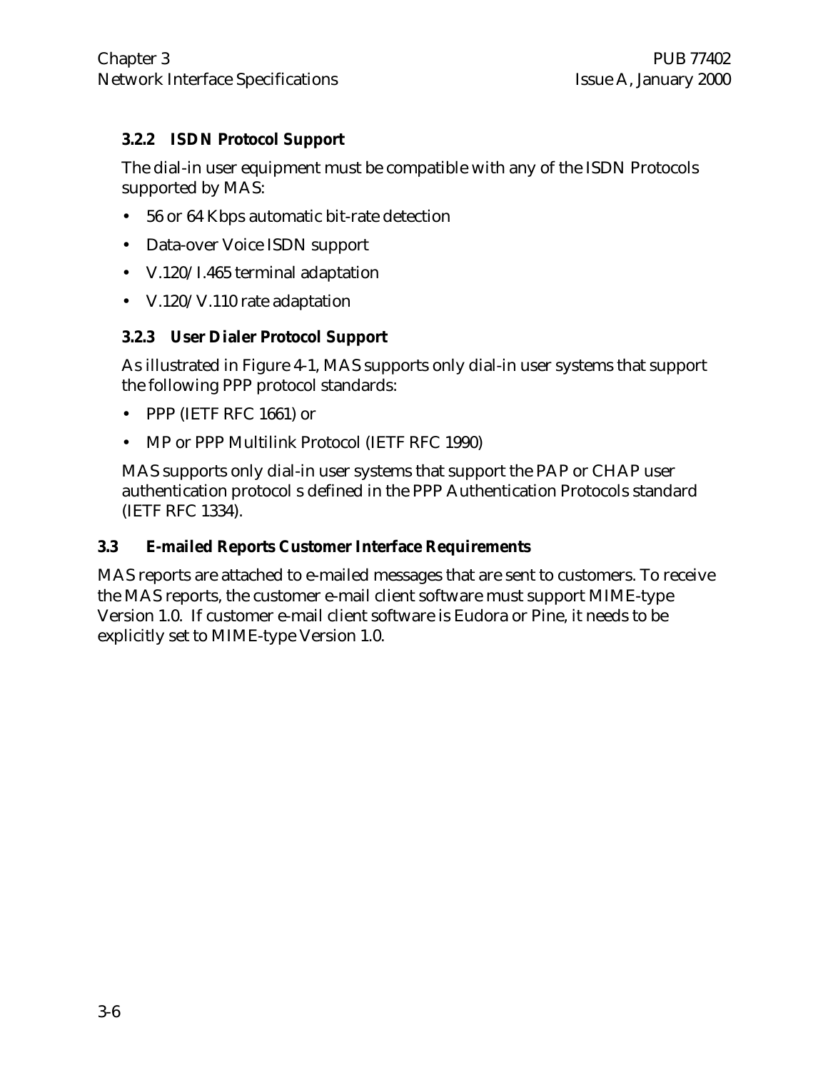### 3.2.2 ISDN Protocol Support

The dial-in user equipment must be compatible with any of the ISDN Protocols supported by MAS:

- 56 or 64 Kbps automatic bit-rate detection
- Data-over Voice ISDN support
- V.120/I.465 terminal adaptation
- V.120/V.110 rate adaptation

### 3.2.3 User Dialer Protocol Support

As illustrated in Figure 4-1, MAS supports only dial-in user systems that support the following PPP protocol standards:

- PPP (IETF RFC 1661) or
- MP or PPP Multilink Protocol (IETF RFC 1990)

MAS supports only dial-in user systems that support the PAP or CHAP user authentication protocol s defined in the PPP Authentication Protocols standard (IETF RFC 1334).

## 3.3 E-mailed Reports Customer Interface Requirements

MAS reports are attached to e-mailed messages that are sent to customers. To receive the MAS reports, the customer e-mail client software must support MIME-type Version 1.0. If customer e-mail client software is Eudora or Pine, it needs to be explicitly set to MIME-type Version 1.0.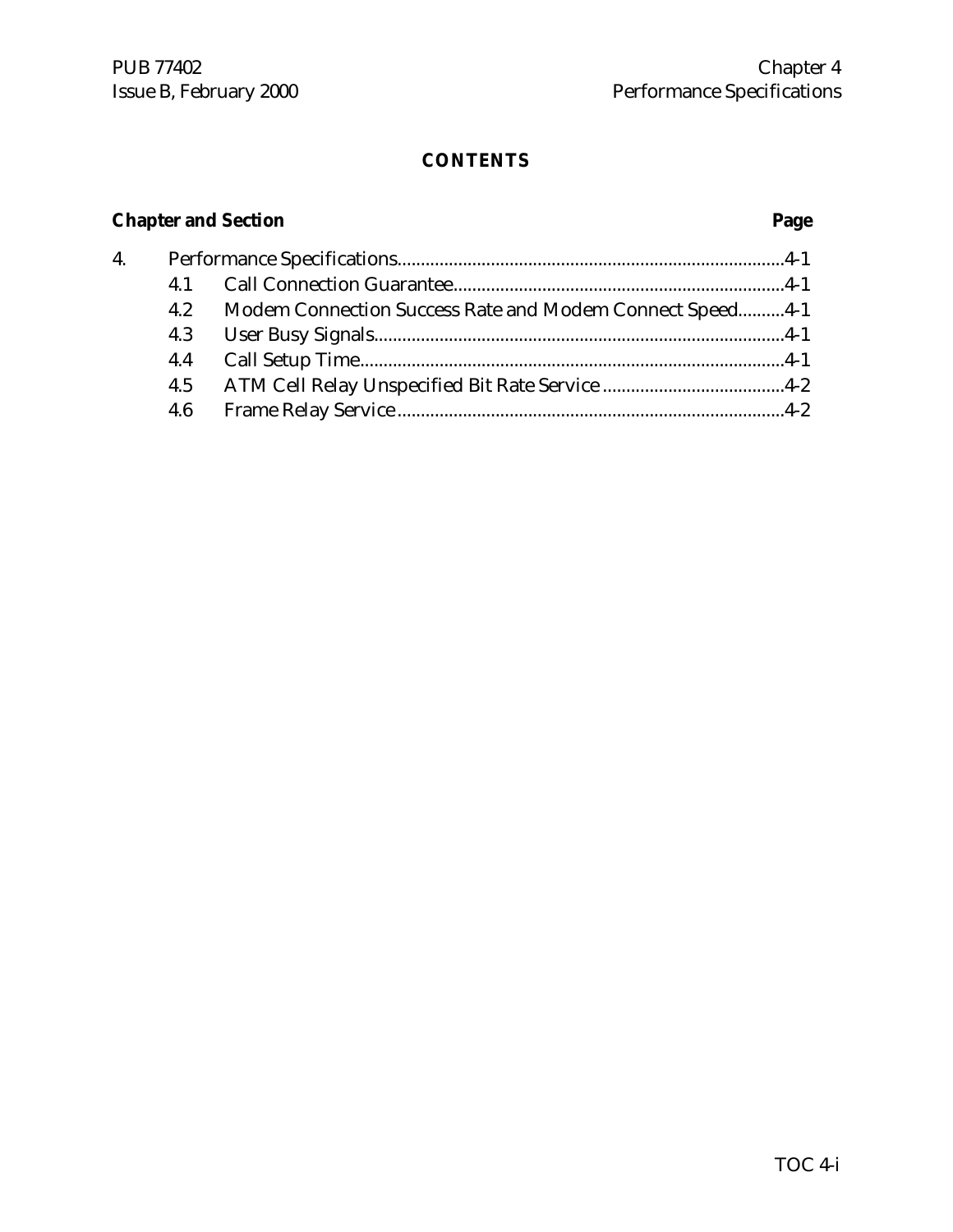**CONTENTS**

| Chapter and Section | | Page |
|---|---|---|
| 4. | Performance Specifications | 4-1 |
| 4.1 | Call Connection Guarantee | 4-1 |
| 4.2 | Modem Connection Success Rate and Modem Connect Speed | 4-1 |
| 4.3 | User Busy Signals | 4-1 |
| 4.4 | Call Setup Time | 4-1 |
| 4.5 | ATM Cell Relay Unspecified Bit Rate Service | 4-2 |
| 4.6 | Frame Relay Service | 4-2 |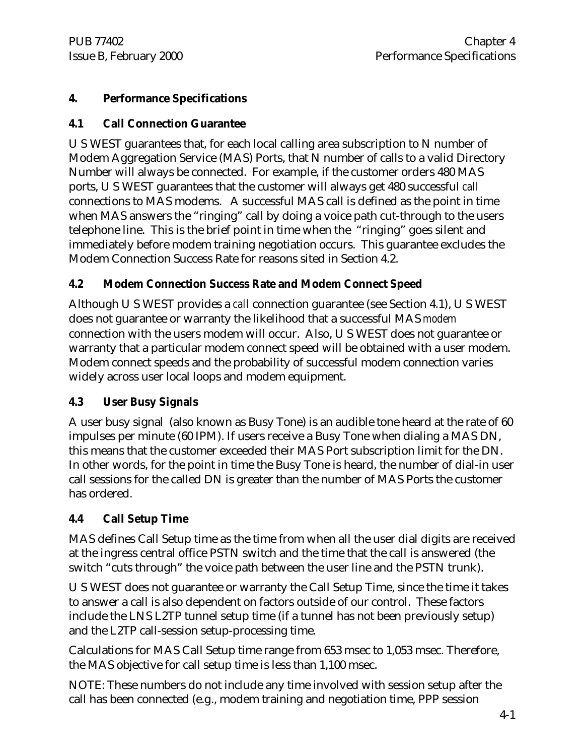# 4. Performance Specifications

## 4.1 Call Connection Guarantee

U S WEST guarantees that, for each local calling area subscription to N number of Modem Aggregation Service (MAS) Ports, that N number of calls to a valid Directory Number will always be connected. For example, if the customer orders 480 MAS ports, U S WEST guarantees that the customer will always get 480 successful *call* connections to MAS modems. A successful MAS call is defined as the point in time when MAS answers the "ringing" call by doing a voice path cut-through to the users telephone line. This is the brief point in time when the "ringing" goes silent and immediately before modem training negotiation occurs. This guarantee excludes the Modem Connection Success Rate for reasons sited in Section 4.2.

## 4.2 Modem Connection Success Rate and Modem Connect Speed

Although U S WEST provides a *call* connection guarantee (see Section 4.1), U S WEST does not guarantee or warranty the likelihood that a successful MAS *modem* connection with the users modem will occur. Also, U S WEST does not guarantee or warranty that a particular modem connect speed will be obtained with a user modem. Modem connect speeds and the probability of successful modem connection varies widely across user local loops and modem equipment.

## 4.3 User Busy Signals

A user busy signal (also known as Busy Tone) is an audible tone heard at the rate of 60 impulses per minute (60 IPM). If users receive a Busy Tone when dialing a MAS DN, this means that the customer exceeded their MAS Port subscription limit for the DN. In other words, for the point in time the Busy Tone is heard, the number of dial-in user call sessions for the called DN is greater than the number of MAS Ports the customer has ordered.

## 4.4 Call Setup Time

MAS defines Call Setup time as the time from when all the user dial digits are received at the ingress central office PSTN switch and the time that the call is answered (the switch "cuts through" the voice path between the user line and the PSTN trunk).

U S WEST does not guarantee or warranty the Call Setup Time, since the time it takes to answer a call is also dependent on factors outside of our control. These factors include the LNS L2TP tunnel setup time (if a tunnel has not been previously setup) and the L2TP call-session setup-processing time.

Calculations for MAS Call Setup time range from 653 msec to 1,053 msec. Therefore, the MAS objective for call setup time is less than 1,100 msec.

NOTE: These numbers do not include any time involved with session setup after the call has been connected (e.g., modem training and negotiation time, PPP session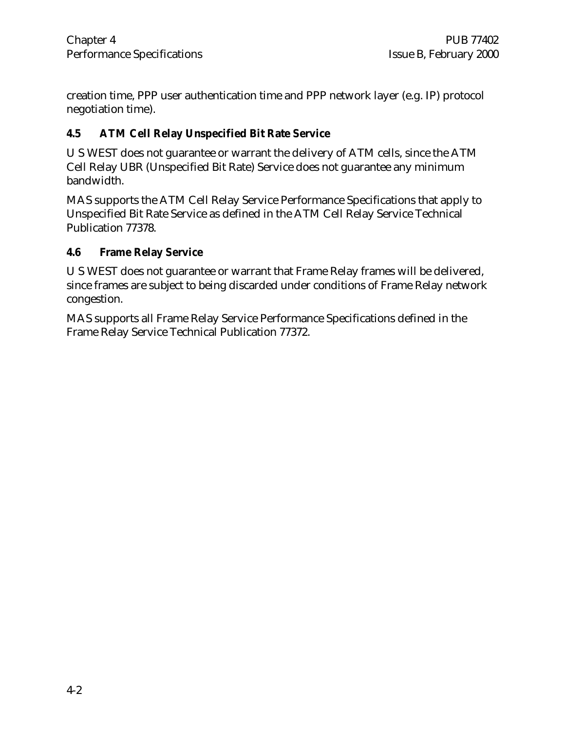creation time, PPP user authentication time and PPP network layer (e.g. IP) protocol negotiation time).

### 4.5 ATM Cell Relay Unspecified Bit Rate Service

U S WEST does not guarantee or warrant the delivery of ATM cells, since the ATM Cell Relay UBR (Unspecified Bit Rate) Service does not guarantee any minimum bandwidth.

MAS supports the ATM Cell Relay Service Performance Specifications that apply to Unspecified Bit Rate Service as defined in the ATM Cell Relay Service Technical Publication 77378.

### 4.6 Frame Relay Service

U S WEST does not guarantee or warrant that Frame Relay frames will be delivered, since frames are subject to being discarded under conditions of Frame Relay network congestion.

MAS supports all Frame Relay Service Performance Specifications defined in the Frame Relay Service Technical Publication 77372.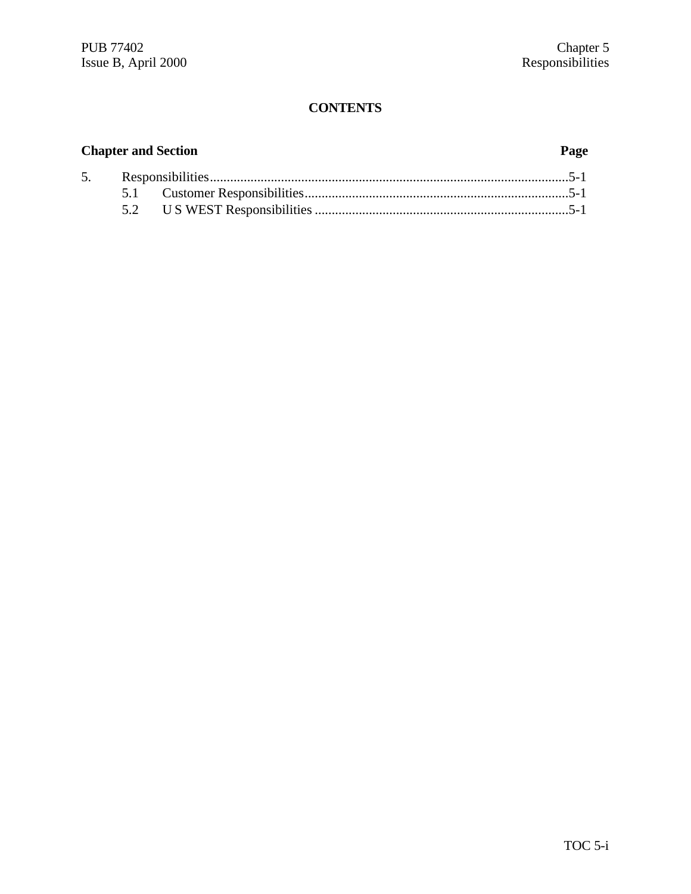# CONTENTS

| Chapter and Section | | Page |
|---|---|---|
| 5. | Responsibilities | 5-1 |
| 5.1 | Customer Responsibilities | 5-1 |
| 5.2 | U S WEST Responsibilities | 5-1 |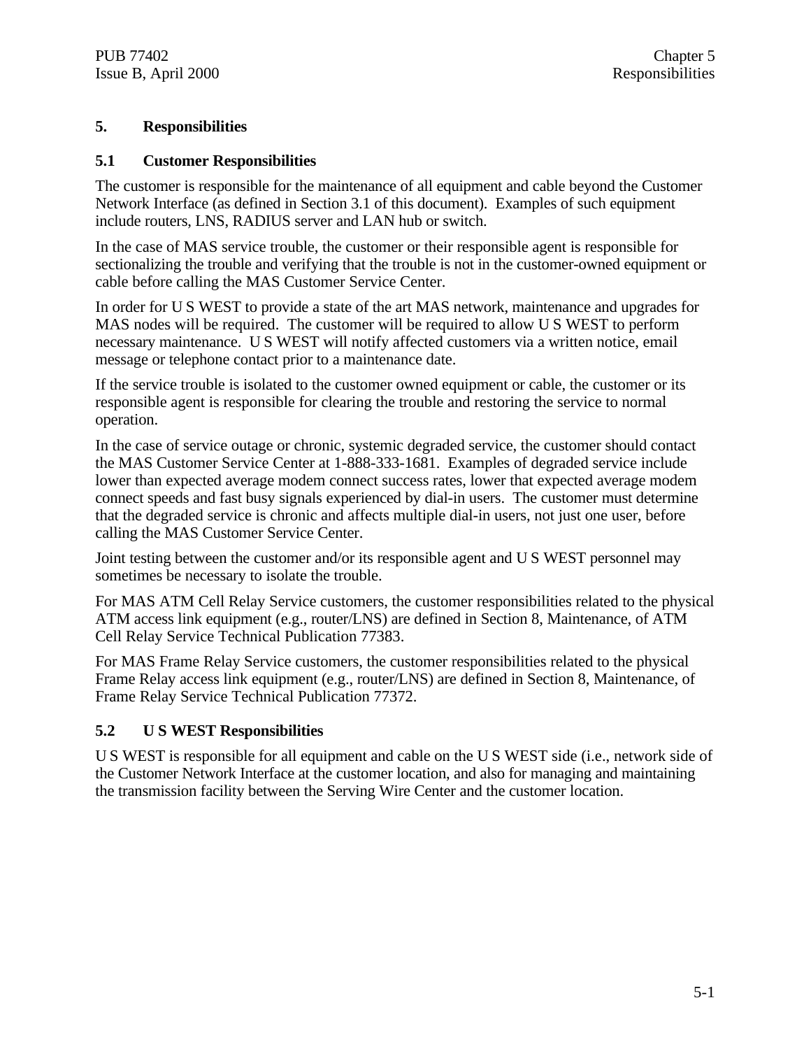# 5. Responsibilities

## 5.1 Customer Responsibilities

The customer is responsible for the maintenance of all equipment and cable beyond the Customer Network Interface (as defined in Section 3.1 of this document). Examples of such equipment include routers, LNS, RADIUS server and LAN hub or switch.

In the case of MAS service trouble, the customer or their responsible agent is responsible for sectionalizing the trouble and verifying that the trouble is not in the customer-owned equipment or cable before calling the MAS Customer Service Center.

In order for U S WEST to provide a state of the art MAS network, maintenance and upgrades for MAS nodes will be required. The customer will be required to allow U S WEST to perform necessary maintenance. U S WEST will notify affected customers via a written notice, email message or telephone contact prior to a maintenance date.

If the service trouble is isolated to the customer owned equipment or cable, the customer or its responsible agent is responsible for clearing the trouble and restoring the service to normal operation.

In the case of service outage or chronic, systemic degraded service, the customer should contact the MAS Customer Service Center at 1-888-333-1681. Examples of degraded service include lower than expected average modem connect success rates, lower that expected average modem connect speeds and fast busy signals experienced by dial-in users. The customer must determine that the degraded service is chronic and affects multiple dial-in users, not just one user, before calling the MAS Customer Service Center.

Joint testing between the customer and/or its responsible agent and U S WEST personnel may sometimes be necessary to isolate the trouble.

For MAS ATM Cell Relay Service customers, the customer responsibilities related to the physical ATM access link equipment (e.g., router/LNS) are defined in Section 8, Maintenance, of ATM Cell Relay Service Technical Publication 77383.

For MAS Frame Relay Service customers, the customer responsibilities related to the physical Frame Relay access link equipment (e.g., router/LNS) are defined in Section 8, Maintenance, of Frame Relay Service Technical Publication 77372.

## 5.2 U S WEST Responsibilities

U S WEST is responsible for all equipment and cable on the U S WEST side (i.e., network side of the Customer Network Interface at the customer location, and also for managing and maintaining the transmission facility between the Serving Wire Center and the customer location.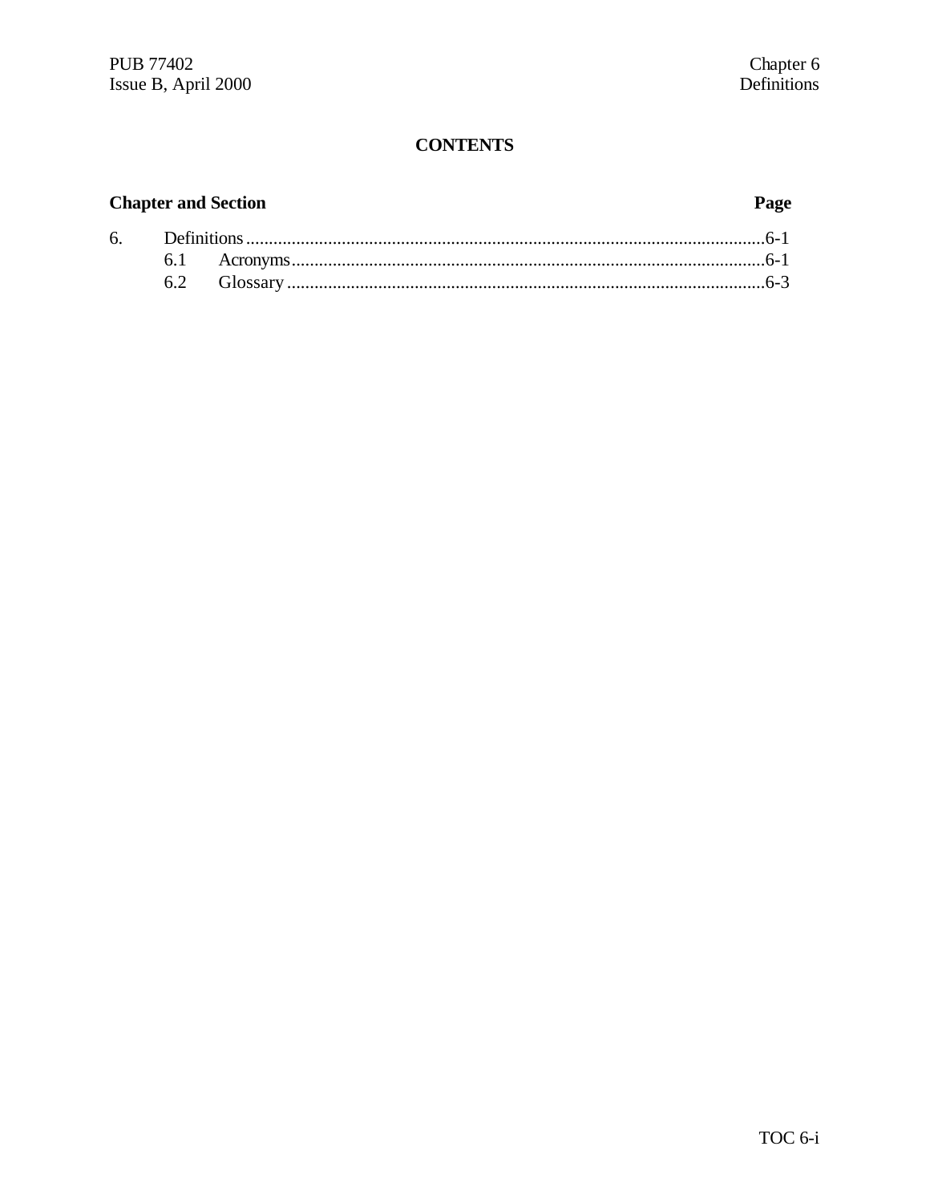# CONTENTS

| Chapter and Section | | Page |
|---|---|---|
| 6. | Definitions | 6-1 |
| | 6.1 Acronyms | 6-1 |
| | 6.2 Glossary | 6-3 |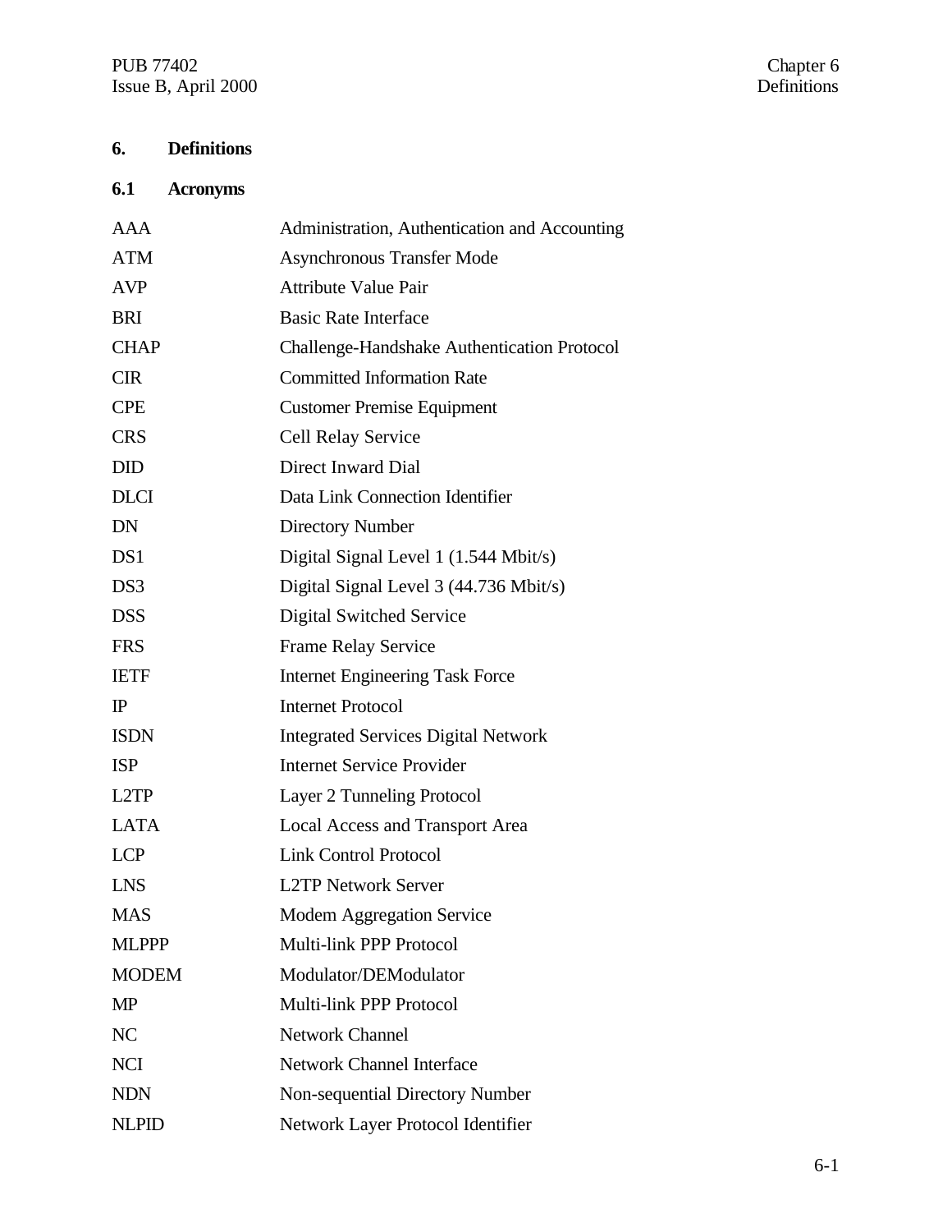# 6. Definitions

## 6.1 Acronyms

| | |
|---|---|
| AAA | Administration, Authentication and Accounting |
| ATM | Asynchronous Transfer Mode |
| AVP | Attribute Value Pair |
| BRI | Basic Rate Interface |
| CHAP | Challenge-Handshake Authentication Protocol |
| CIR | Committed Information Rate |
| CPE | Customer Premise Equipment |
| CRS | Cell Relay Service |
| DID | Direct Inward Dial |
| DLCI | Data Link Connection Identifier |
| DN | Directory Number |
| DS1 | Digital Signal Level 1 (1.544 Mbit/s) |
| DS3 | Digital Signal Level 3 (44.736 Mbit/s) |
| DSS | Digital Switched Service |
| FRS | Frame Relay Service |
| IETF | Internet Engineering Task Force |
| IP | Internet Protocol |
| ISDN | Integrated Services Digital Network |
| ISP | Internet Service Provider |
| L2TP | Layer 2 Tunneling Protocol |
| LATA | Local Access and Transport Area |
| LCP | Link Control Protocol |
| LNS | L2TP Network Server |
| MAS | Modem Aggregation Service |
| MLPPP | Multi-link PPP Protocol |
| MODEM | Modulator/DEModulator |
| MP | Multi-link PPP Protocol |
| NC | Network Channel |
| NCI | Network Channel Interface |
| NDN | Non-sequential Directory Number |
| NLPID | Network Layer Protocol Identifier |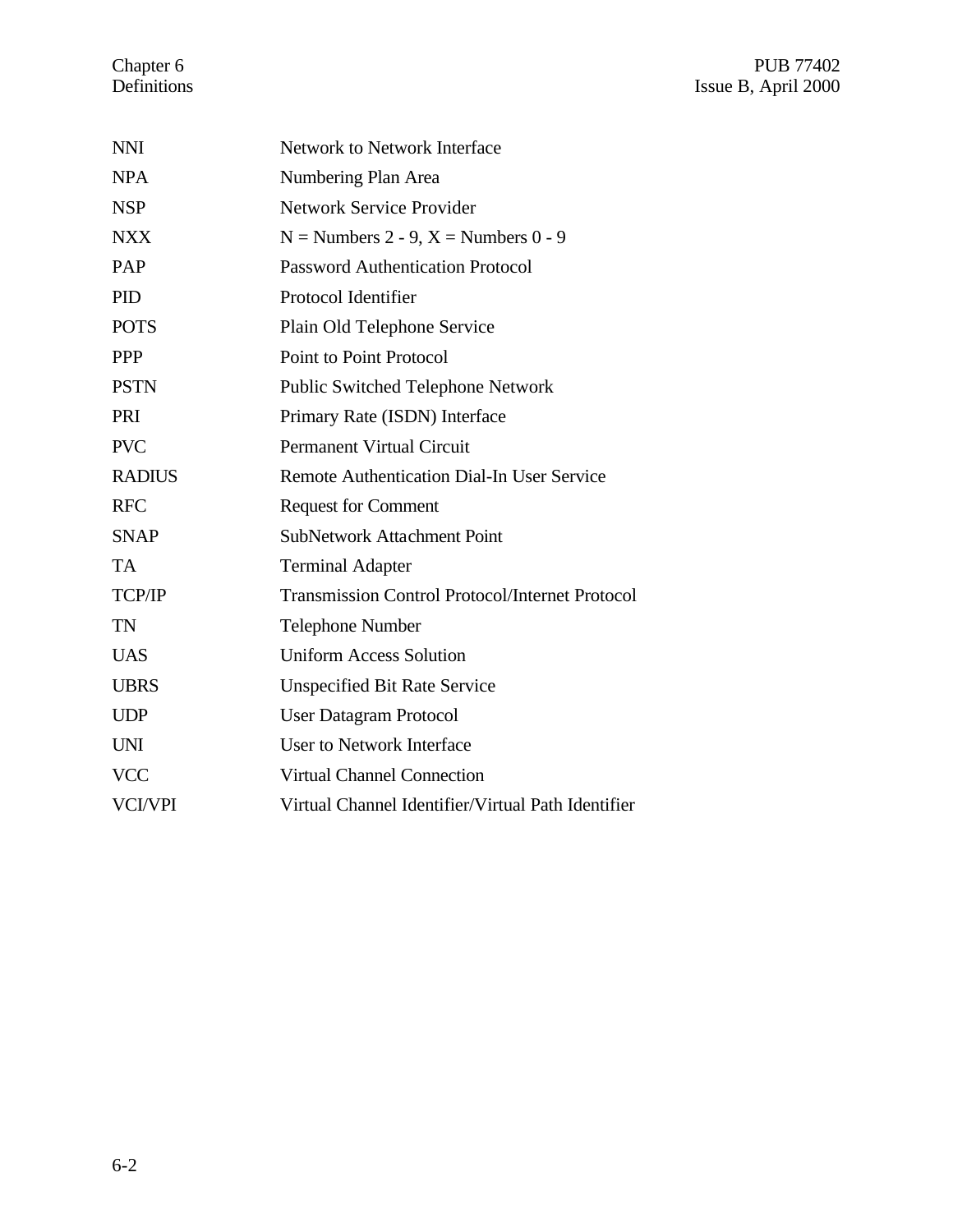| | |
|---|---|
| NNI | Network to Network Interface |
| NPA | Numbering Plan Area |
| NSP | Network Service Provider |
| NXX | N = Numbers 2 - 9, X = Numbers 0 - 9 |
| PAP | Password Authentication Protocol |
| PID | Protocol Identifier |
| POTS | Plain Old Telephone Service |
| PPP | Point to Point Protocol |
| PSTN | Public Switched Telephone Network |
| PRI | Primary Rate (ISDN) Interface |
| PVC | Permanent Virtual Circuit |
| RADIUS | Remote Authentication Dial-In User Service |
| RFC | Request for Comment |
| SNAP | SubNetwork Attachment Point |
| TA | Terminal Adapter |
| TCP/IP | Transmission Control Protocol/Internet Protocol |
| TN | Telephone Number |
| UAS | Uniform Access Solution |
| UBRS | Unspecified Bit Rate Service |
| UDP | User Datagram Protocol |
| UNI | User to Network Interface |
| VCC | Virtual Channel Connection |
| VCI/VPI | Virtual Channel Identifier/Virtual Path Identifier |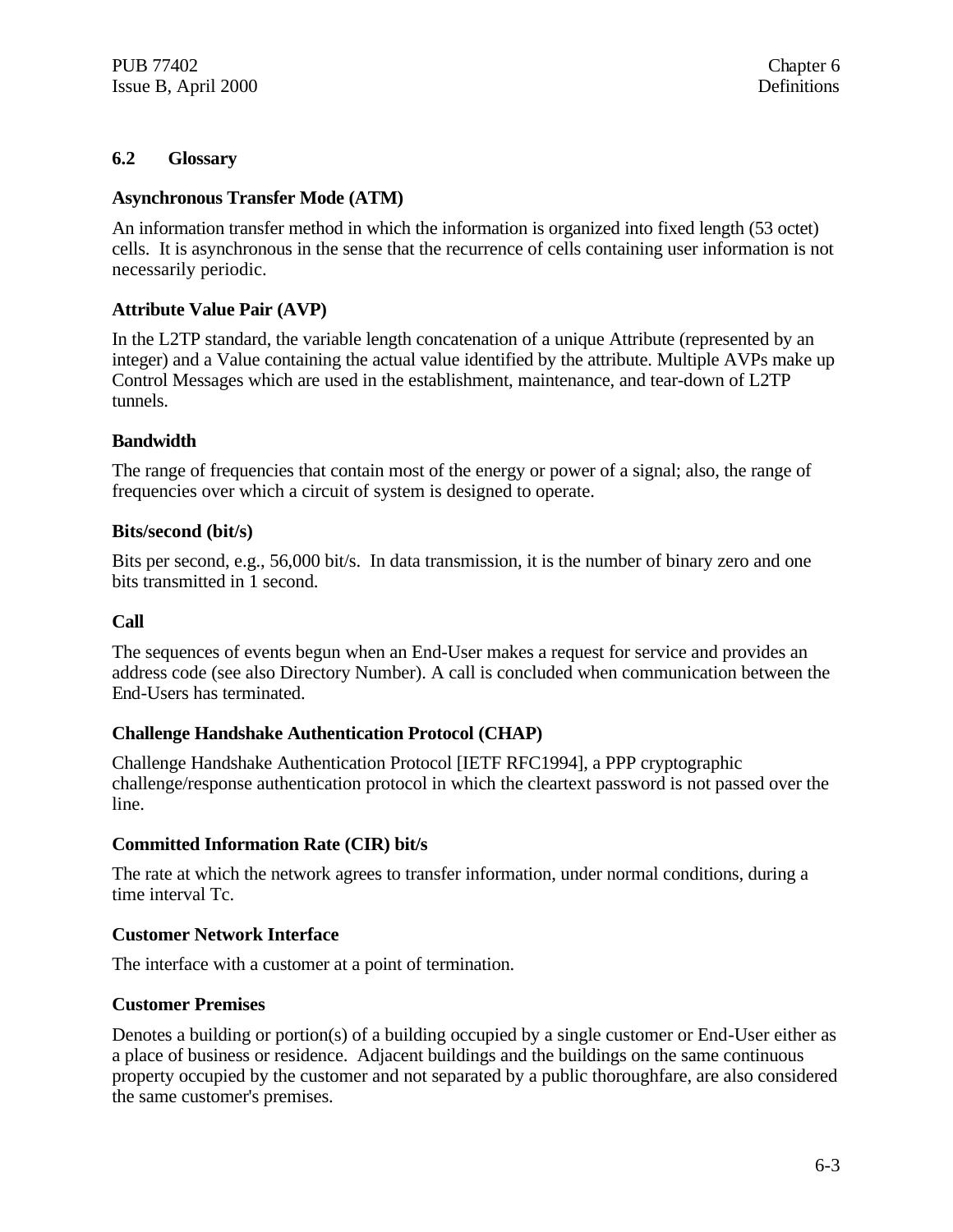## 6.2 Glossary

**Asynchronous Transfer Mode (ATM)**

An information transfer method in which the information is organized into fixed length (53 octet) cells. It is asynchronous in the sense that the recurrence of cells containing user information is not necessarily periodic.

**Attribute Value Pair (AVP)**

In the L2TP standard, the variable length concatenation of a unique Attribute (represented by an integer) and a Value containing the actual value identified by the attribute. Multiple AVPs make up Control Messages which are used in the establishment, maintenance, and tear-down of L2TP tunnels.

**Bandwidth**

The range of frequencies that contain most of the energy or power of a signal; also, the range of frequencies over which a circuit of system is designed to operate.

**Bits/second (bit/s)**

Bits per second, e.g., 56,000 bit/s. In data transmission, it is the number of binary zero and one bits transmitted in 1 second.

**Call**

The sequences of events begun when an End-User makes a request for service and provides an address code (see also Directory Number). A call is concluded when communication between the End-Users has terminated.

**Challenge Handshake Authentication Protocol (CHAP)**

Challenge Handshake Authentication Protocol [IETF RFC1994], a PPP cryptographic challenge/response authentication protocol in which the cleartext password is not passed over the line.

**Committed Information Rate (CIR) bit/s**

The rate at which the network agrees to transfer information, under normal conditions, during a time interval Tc.

**Customer Network Interface**

The interface with a customer at a point of termination.

**Customer Premises**

Denotes a building or portion(s) of a building occupied by a single customer or End-User either as a place of business or residence. Adjacent buildings and the buildings on the same continuous property occupied by the customer and not separated by a public thoroughfare, are also considered the same customer's premises.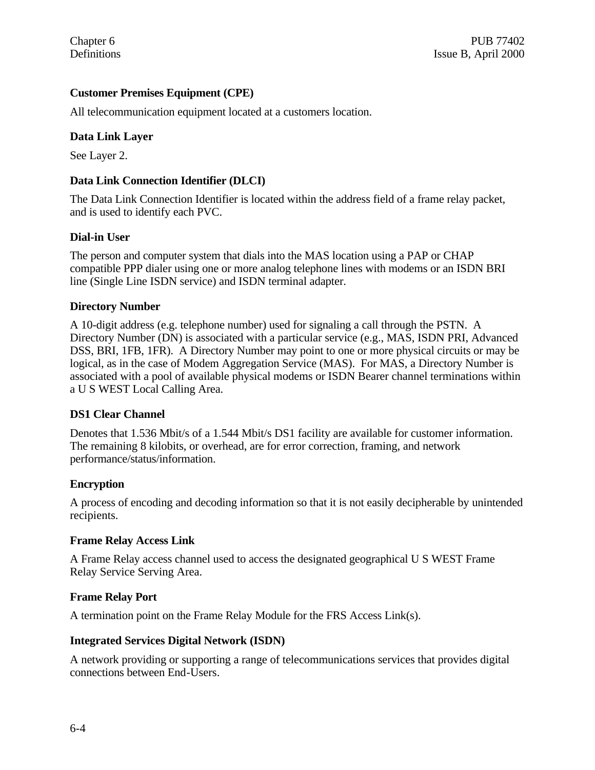**Customer Premises Equipment (CPE)**

All telecommunication equipment located at a customers location.

**Data Link Layer**

See Layer 2.

**Data Link Connection Identifier (DLCI)**

The Data Link Connection Identifier is located within the address field of a frame relay packet, and is used to identify each PVC.

**Dial-in User**

The person and computer system that dials into the MAS location using a PAP or CHAP compatible PPP dialer using one or more analog telephone lines with modems or an ISDN BRI line (Single Line ISDN service) and ISDN terminal adapter.

**Directory Number**

A 10-digit address (e.g. telephone number) used for signaling a call through the PSTN. A Directory Number (DN) is associated with a particular service (e.g., MAS, ISDN PRI, Advanced DSS, BRI, 1FB, 1FR). A Directory Number may point to one or more physical circuits or may be logical, as in the case of Modem Aggregation Service (MAS). For MAS, a Directory Number is associated with a pool of available physical modems or ISDN Bearer channel terminations within a U S WEST Local Calling Area.

**DS1 Clear Channel**

Denotes that 1.536 Mbit/s of a 1.544 Mbit/s DS1 facility are available for customer information. The remaining 8 kilobits, or overhead, are for error correction, framing, and network performance/status/information.

**Encryption**

A process of encoding and decoding information so that it is not easily decipherable by unintended recipients.

**Frame Relay Access Link**

A Frame Relay access channel used to access the designated geographical U S WEST Frame Relay Service Serving Area.

**Frame Relay Port**

A termination point on the Frame Relay Module for the FRS Access Link(s).

**Integrated Services Digital Network (ISDN)**

A network providing or supporting a range of telecommunications services that provides digital connections between End-Users.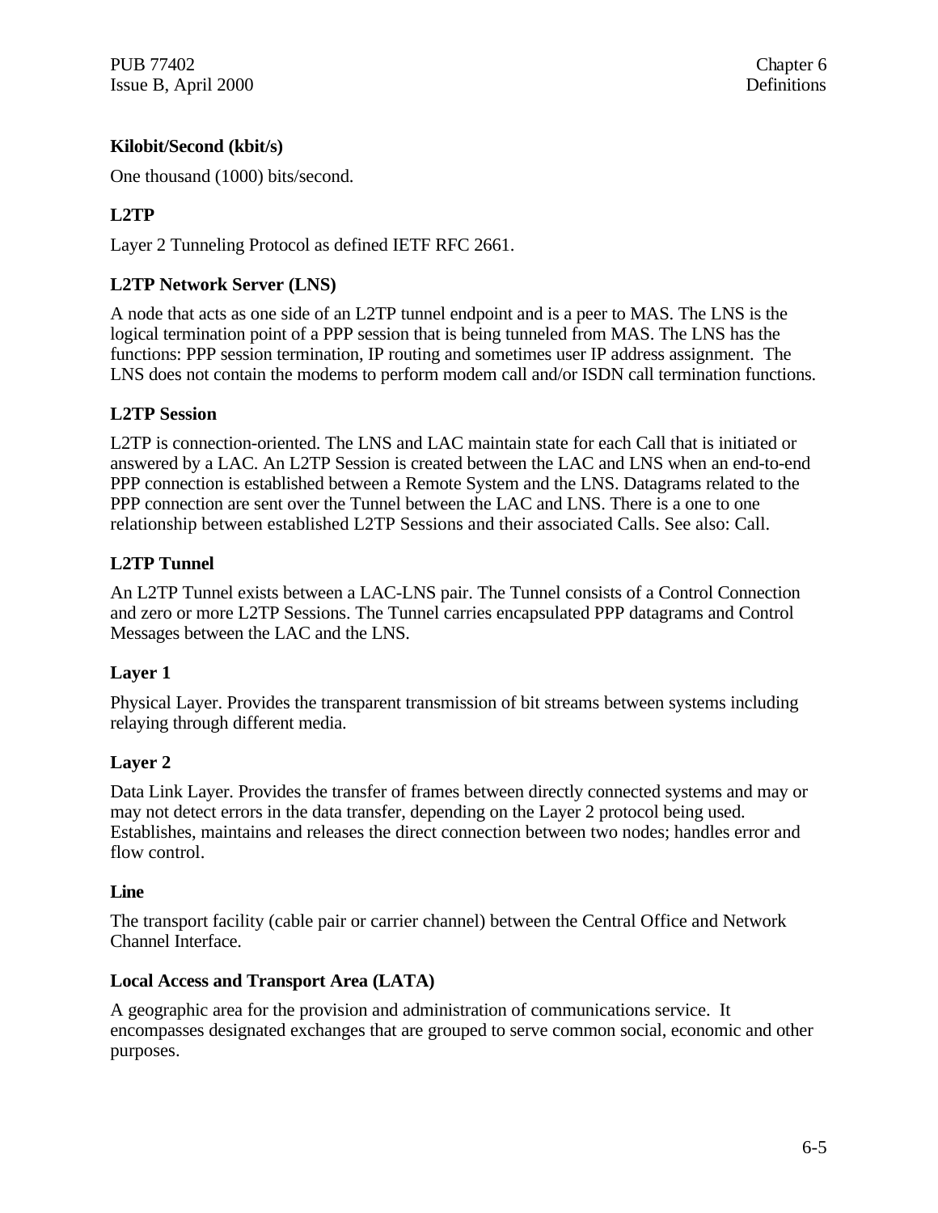**Kilobit/Second (kbit/s)**

One thousand (1000) bits/second.

**L2TP**

Layer 2 Tunneling Protocol as defined IETF RFC 2661.

**L2TP Network Server (LNS)**

A node that acts as one side of an L2TP tunnel endpoint and is a peer to MAS. The LNS is the logical termination point of a PPP session that is being tunneled from MAS. The LNS has the functions: PPP session termination, IP routing and sometimes user IP address assignment. The LNS does not contain the modems to perform modem call and/or ISDN call termination functions.

**L2TP Session**

L2TP is connection-oriented. The LNS and LAC maintain state for each Call that is initiated or answered by a LAC. An L2TP Session is created between the LAC and LNS when an end-to-end PPP connection is established between a Remote System and the LNS. Datagrams related to the PPP connection are sent over the Tunnel between the LAC and LNS. There is a one to one relationship between established L2TP Sessions and their associated Calls. See also: Call.

**L2TP Tunnel**

An L2TP Tunnel exists between a LAC-LNS pair. The Tunnel consists of a Control Connection and zero or more L2TP Sessions. The Tunnel carries encapsulated PPP datagrams and Control Messages between the LAC and the LNS.

**Layer 1**

Physical Layer. Provides the transparent transmission of bit streams between systems including relaying through different media.

**Layer 2**

Data Link Layer. Provides the transfer of frames between directly connected systems and may or may not detect errors in the data transfer, depending on the Layer 2 protocol being used. Establishes, maintains and releases the direct connection between two nodes; handles error and flow control.

**Line**

The transport facility (cable pair or carrier channel) between the Central Office and Network Channel Interface.

**Local Access and Transport Area (LATA)**

A geographic area for the provision and administration of communications service. It encompasses designated exchanges that are grouped to serve common social, economic and other purposes.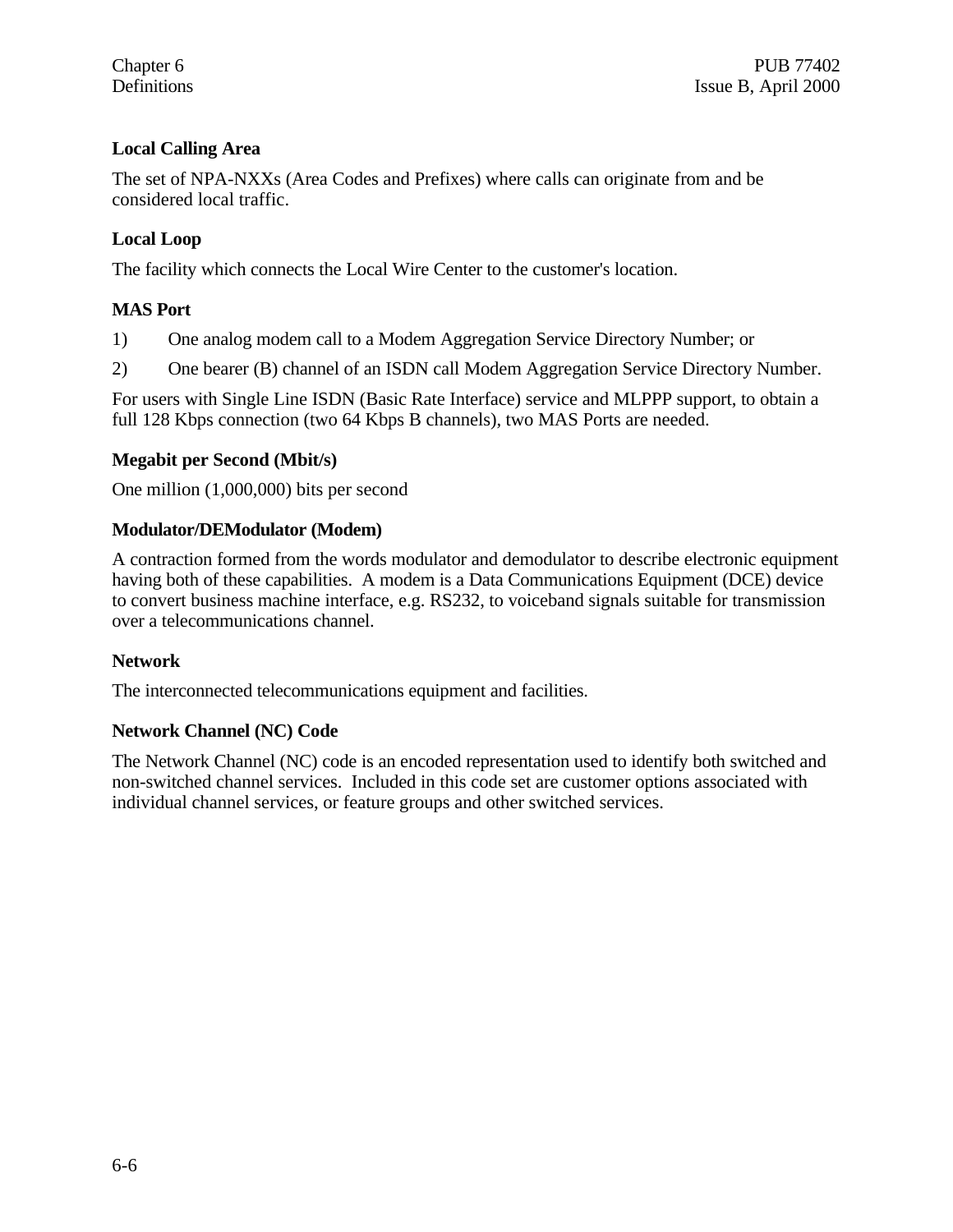### Local Calling Area

The set of NPA-NXXs (Area Codes and Prefixes) where calls can originate from and be considered local traffic.

### Local Loop

The facility which connects the Local Wire Center to the customer's location.

### MAS Port

1) One analog modem call to a Modem Aggregation Service Directory Number; or

2) One bearer (B) channel of an ISDN call Modem Aggregation Service Directory Number.

For users with Single Line ISDN (Basic Rate Interface) service and MLPPP support, to obtain a full 128 Kbps connection (two 64 Kbps B channels), two MAS Ports are needed.

### Megabit per Second (Mbit/s)

One million (1,000,000) bits per second

### Modulator/DEModulator (Modem)

A contraction formed from the words modulator and demodulator to describe electronic equipment having both of these capabilities. A modem is a Data Communications Equipment (DCE) device to convert business machine interface, e.g. RS232, to voiceband signals suitable for transmission over a telecommunications channel.

### Network

The interconnected telecommunications equipment and facilities.

### Network Channel (NC) Code

The Network Channel (NC) code is an encoded representation used to identify both switched and non-switched channel services. Included in this code set are customer options associated with individual channel services, or feature groups and other switched services.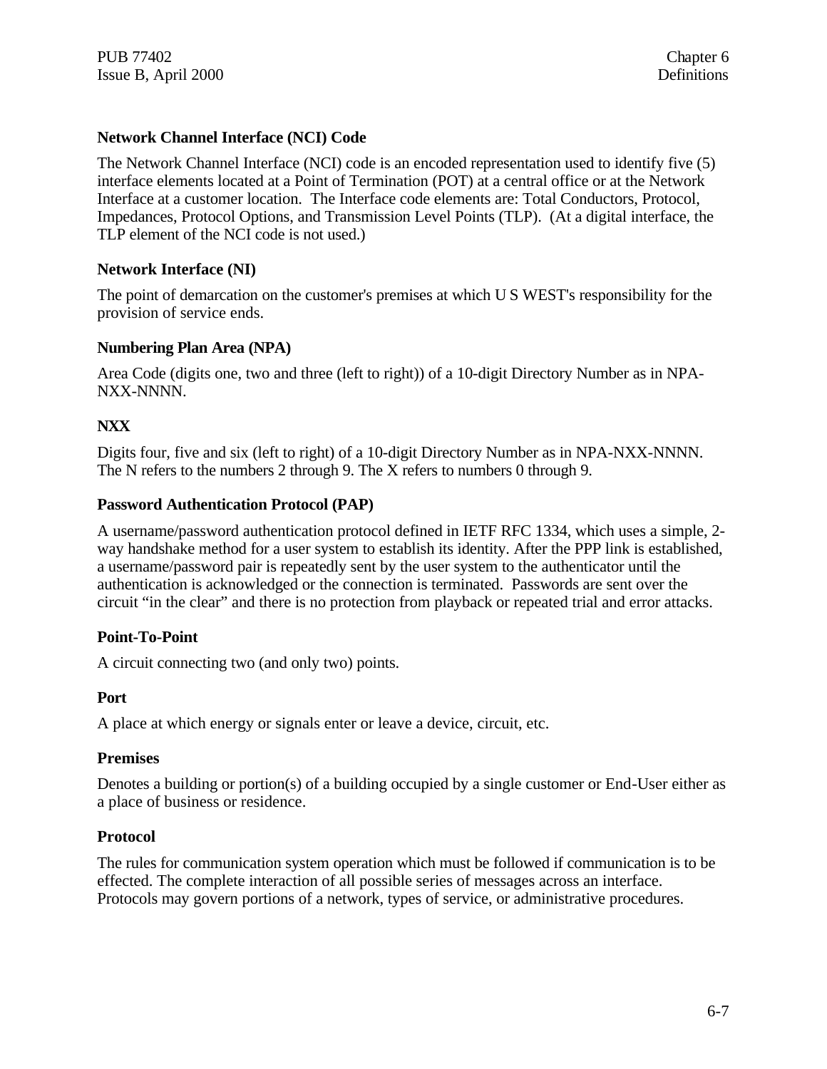### Network Channel Interface (NCI) Code

The Network Channel Interface (NCI) code is an encoded representation used to identify five (5) interface elements located at a Point of Termination (POT) at a central office or at the Network Interface at a customer location. The Interface code elements are: Total Conductors, Protocol, Impedances, Protocol Options, and Transmission Level Points (TLP). (At a digital interface, the TLP element of the NCI code is not used.)

### Network Interface (NI)

The point of demarcation on the customer's premises at which U S WEST's responsibility for the provision of service ends.

### Numbering Plan Area (NPA)

Area Code (digits one, two and three (left to right)) of a 10-digit Directory Number as in NPA-NXX-NNNN.

### NXX

Digits four, five and six (left to right) of a 10-digit Directory Number as in NPA-NXX-NNNN. The N refers to the numbers 2 through 9. The X refers to numbers 0 through 9.

### Password Authentication Protocol (PAP)

A username/password authentication protocol defined in IETF RFC 1334, which uses a simple, 2-way handshake method for a user system to establish its identity. After the PPP link is established, a username/password pair is repeatedly sent by the user system to the authenticator until the authentication is acknowledged or the connection is terminated. Passwords are sent over the circuit "in the clear" and there is no protection from playback or repeated trial and error attacks.

### Point-To-Point

A circuit connecting two (and only two) points.

### Port

A place at which energy or signals enter or leave a device, circuit, etc.

### Premises

Denotes a building or portion(s) of a building occupied by a single customer or End-User either as a place of business or residence.

### Protocol

The rules for communication system operation which must be followed if communication is to be effected. The complete interaction of all possible series of messages across an interface. Protocols may govern portions of a network, types of service, or administrative procedures.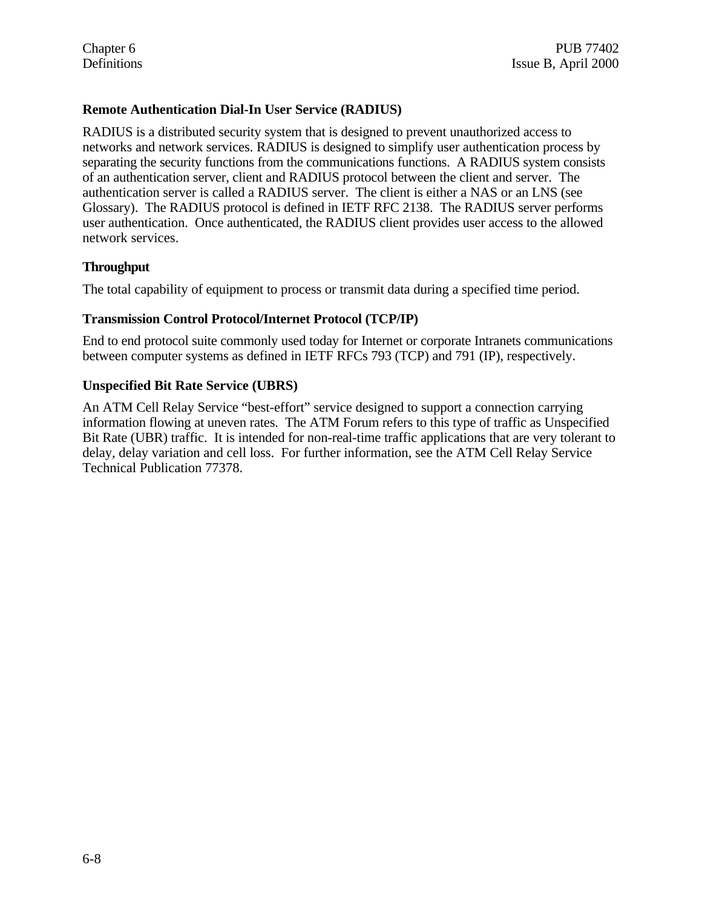### Remote Authentication Dial-In User Service (RADIUS)

RADIUS is a distributed security system that is designed to prevent unauthorized access to networks and network services. RADIUS is designed to simplify user authentication process by separating the security functions from the communications functions. A RADIUS system consists of an authentication server, client and RADIUS protocol between the client and server. The authentication server is called a RADIUS server. The client is either a NAS or an LNS (see Glossary). The RADIUS protocol is defined in IETF RFC 2138. The RADIUS server performs user authentication. Once authenticated, the RADIUS client provides user access to the allowed network services.

### Throughput

The total capability of equipment to process or transmit data during a specified time period.

### Transmission Control Protocol/Internet Protocol (TCP/IP)

End to end protocol suite commonly used today for Internet or corporate Intranets communications between computer systems as defined in IETF RFCs 793 (TCP) and 791 (IP), respectively.

### Unspecified Bit Rate Service (UBRS)

An ATM Cell Relay Service "best-effort" service designed to support a connection carrying information flowing at uneven rates. The ATM Forum refers to this type of traffic as Unspecified Bit Rate (UBR) traffic. It is intended for non-real-time traffic applications that are very tolerant to delay, delay variation and cell loss. For further information, see the ATM Cell Relay Service Technical Publication 77378.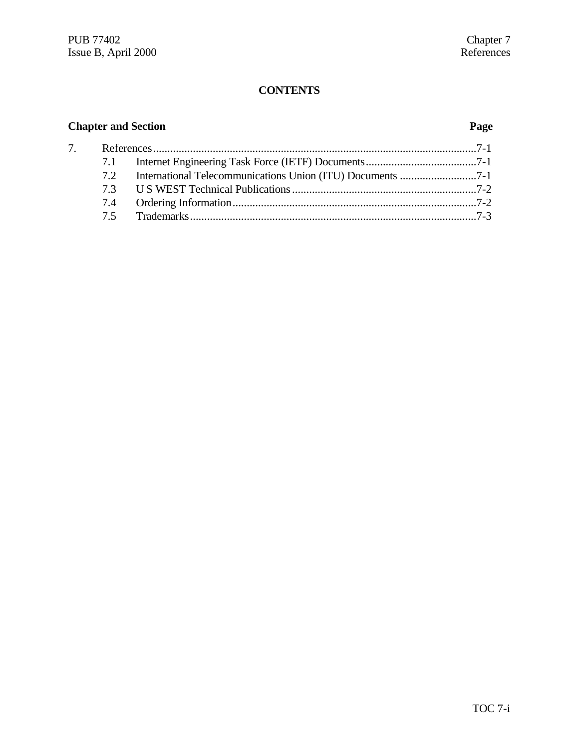# CONTENTS

| Chapter and Section | | Page |
|---|---|---|
| 7. | References | 7-1 |
| 7.1 | Internet Engineering Task Force (IETF) Documents | 7-1 |
| 7.2 | International Telecommunications Union (ITU) Documents | 7-1 |
| 7.3 | U S WEST Technical Publications | 7-2 |
| 7.4 | Ordering Information | 7-2 |
| 7.5 | Trademarks | 7-3 |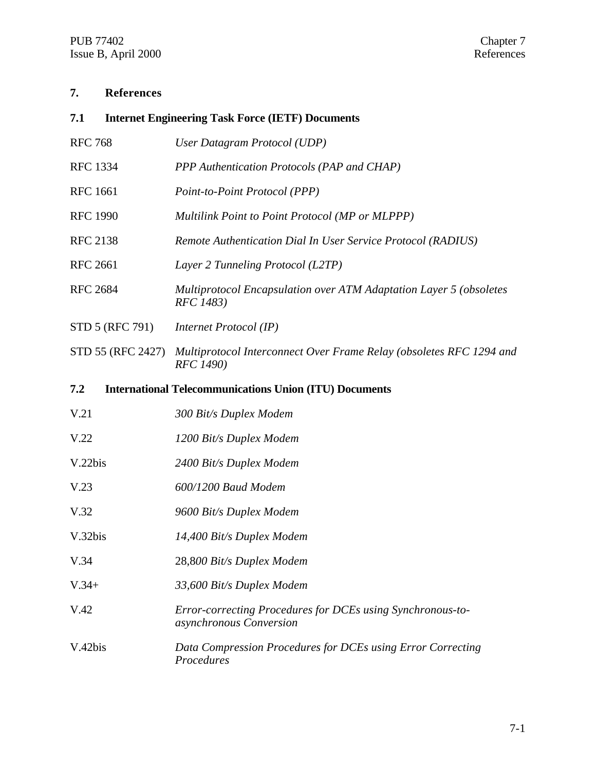# 7. References

## 7.1 Internet Engineering Task Force (IETF) Documents

| | |
|---|---|
| RFC 768 | *User Datagram Protocol (UDP)* |
| RFC 1334 | *PPP Authentication Protocols (PAP and CHAP)* |
| RFC 1661 | *Point-to-Point Protocol (PPP)* |
| RFC 1990 | *Multilink Point to Point Protocol (MP or MLPPP)* |
| RFC 2138 | *Remote Authentication Dial In User Service Protocol (RADIUS)* |
| RFC 2661 | *Layer 2 Tunneling Protocol (L2TP)* |
| RFC 2684 | *Multiprotocol Encapsulation over ATM Adaptation Layer 5 (obsoletes RFC 1483)* |
| STD 5 (RFC 791) | *Internet Protocol (IP)* |
| STD 55 (RFC 2427) | *Multiprotocol Interconnect Over Frame Relay (obsoletes RFC 1294 and RFC 1490)* |

## 7.2 International Telecommunications Union (ITU) Documents

| | |
|---|---|
| V.21 | *300 Bit/s Duplex Modem* |
| V.22 | *1200 Bit/s Duplex Modem* |
| V.22bis | *2400 Bit/s Duplex Modem* |
| V.23 | *600/1200 Baud Modem* |
| V.32 | *9600 Bit/s Duplex Modem* |
| V.32bis | *14,400 Bit/s Duplex Modem* |
| V.34 | 28,8*00 Bit/s Duplex Modem* |
| V.34+ | *33,600 Bit/s Duplex Modem* |
| V.42 | *Error-correcting Procedures for DCEs using Synchronous-to-asynchronous Conversion* |
| V.42bis | *Data Compression Procedures for DCEs using Error Correcting Procedures* |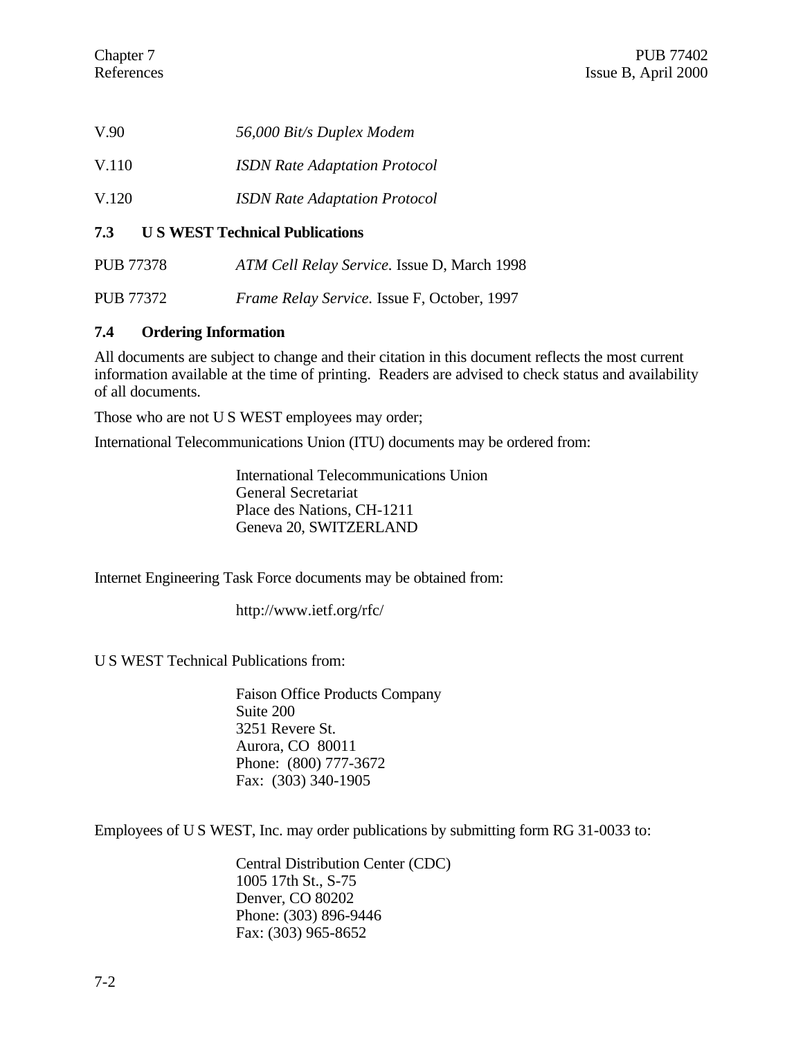V.90 *56,000 Bit/s Duplex Modem*

V.110 *ISDN Rate Adaptation Protocol*

V.120 *ISDN Rate Adaptation Protocol*

### 7.3 U S WEST Technical Publications

PUB 77378 *ATM Cell Relay Service.* Issue D, March 1998

PUB 77372 *Frame Relay Service.* Issue F, October, 1997

### 7.4 Ordering Information

All documents are subject to change and their citation in this document reflects the most current information available at the time of printing. Readers are advised to check status and availability of all documents.

Those who are not U S WEST employees may order;

International Telecommunications Union (ITU) documents may be ordered from:

International Telecommunications Union
General Secretariat
Place des Nations, CH-1211
Geneva 20, SWITZERLAND

Internet Engineering Task Force documents may be obtained from:

http://www.ietf.org/rfc/

U S WEST Technical Publications from:

Faison Office Products Company
Suite 200
3251 Revere St.
Aurora, CO 80011
Phone: (800) 777-3672
Fax: (303) 340-1905

Employees of U S WEST, Inc. may order publications by submitting form RG 31-0033 to:

Central Distribution Center (CDC)
1005 17th St., S-75
Denver, CO 80202
Phone: (303) 896-9446
Fax: (303) 965-8652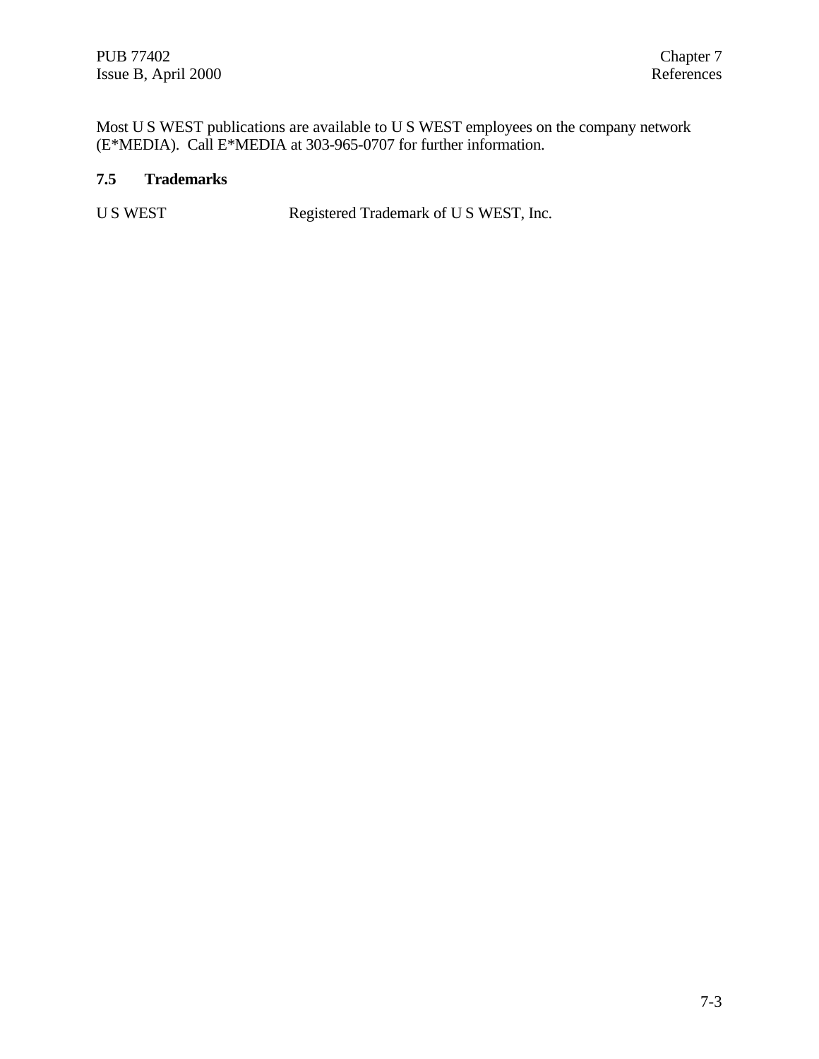Most U S WEST publications are available to U S WEST employees on the company network (E*MEDIA). Call E*MEDIA at 303-965-0707 for further information.

## 7.5 Trademarks

| | |
|---|---|
| U S WEST | Registered Trademark of U S WEST, Inc. |